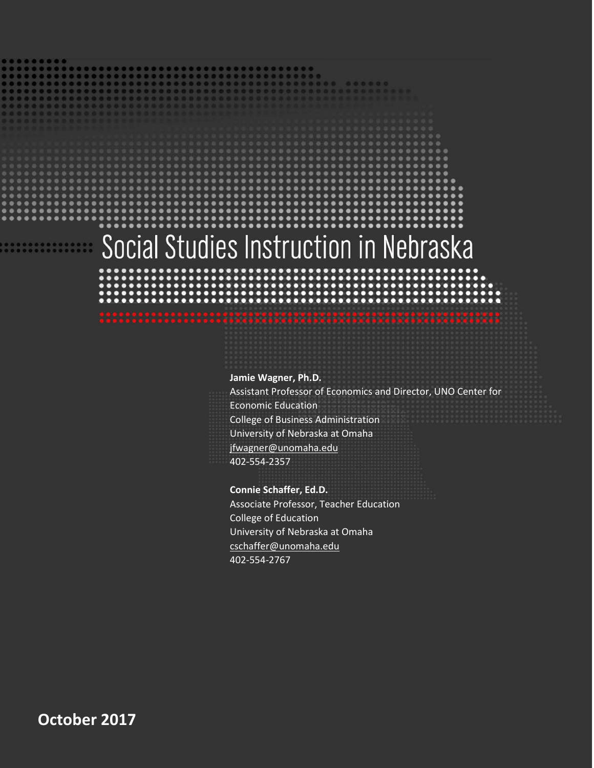# Social Studies Instruction in Nebraska

**Jamie Wagner, Ph.D.**
Assistant Professor of Economics and Director, UNO Center for Economic Education
College of Business Administration
University of Nebraska at Omaha
jfwagner@unomaha.edu
402-554-2357

**Connie Schaffer, Ed.D.**
Associate Professor, Teacher Education
College of Education
University of Nebraska at Omaha
cschaffer@unomaha.edu
402-554-2767

**October 2017**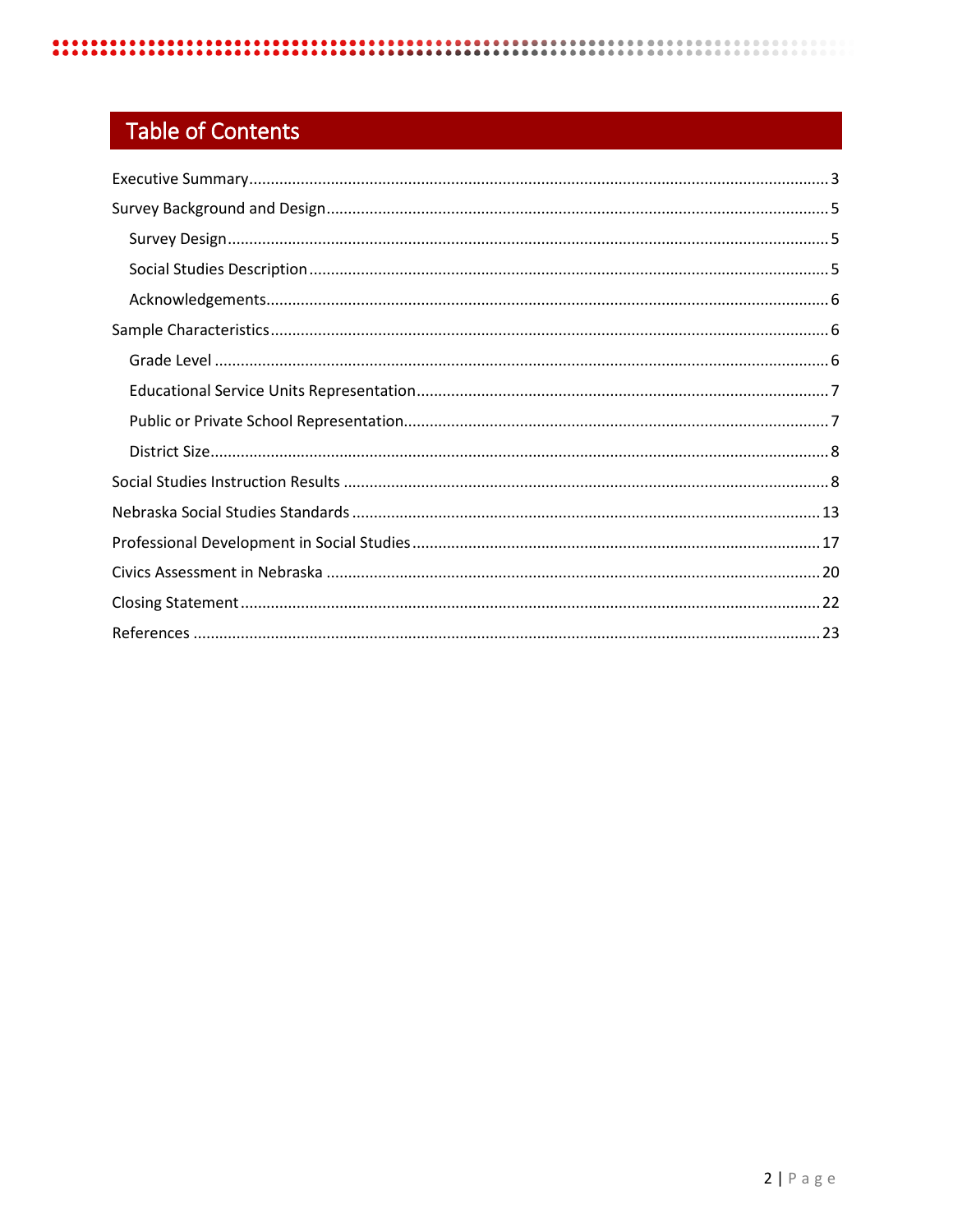# Table of Contents

Executive Summary ...... 3

Survey Background and Design ...... 5

- Survey Design ...... 5
- Social Studies Description ...... 5
- Acknowledgements ...... 6

Sample Characteristics ...... 6

- Grade Level ...... 6
- Educational Service Units Representation ...... 7
- Public or Private School Representation ...... 7
- District Size ...... 8

Social Studies Instruction Results ...... 8

Nebraska Social Studies Standards ...... 13

Professional Development in Social Studies ...... 17

Civics Assessment in Nebraska ...... 20

Closing Statement ...... 22

References ...... 23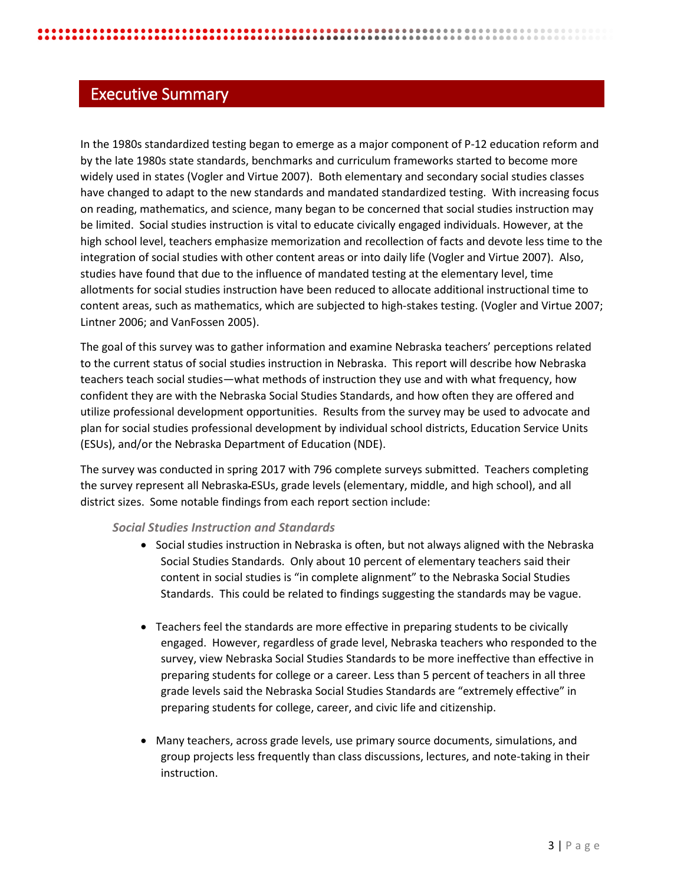## Executive Summary

In the 1980s standardized testing began to emerge as a major component of P-12 education reform and by the late 1980s state standards, benchmarks and curriculum frameworks started to become more widely used in states (Vogler and Virtue 2007). Both elementary and secondary social studies classes have changed to adapt to the new standards and mandated standardized testing. With increasing focus on reading, mathematics, and science, many began to be concerned that social studies instruction may be limited. Social studies instruction is vital to educate civically engaged individuals. However, at the high school level, teachers emphasize memorization and recollection of facts and devote less time to the integration of social studies with other content areas or into daily life (Vogler and Virtue 2007). Also, studies have found that due to the influence of mandated testing at the elementary level, time allotments for social studies instruction have been reduced to allocate additional instructional time to content areas, such as mathematics, which are subjected to high-stakes testing. (Vogler and Virtue 2007; Lintner 2006; and VanFossen 2005).

The goal of this survey was to gather information and examine Nebraska teachers' perceptions related to the current status of social studies instruction in Nebraska. This report will describe how Nebraska teachers teach social studies—what methods of instruction they use and with what frequency, how confident they are with the Nebraska Social Studies Standards, and how often they are offered and utilize professional development opportunities. Results from the survey may be used to advocate and plan for social studies professional development by individual school districts, Education Service Units (ESUs), and/or the Nebraska Department of Education (NDE).

The survey was conducted in spring 2017 with 796 complete surveys submitted. Teachers completing the survey represent all Nebraska-ESUs, grade levels (elementary, middle, and high school), and all district sizes. Some notable findings from each report section include:

***Social Studies Instruction and Standards***

- Social studies instruction in Nebraska is often, but not always aligned with the Nebraska Social Studies Standards. Only about 10 percent of elementary teachers said their content in social studies is "in complete alignment" to the Nebraska Social Studies Standards. This could be related to findings suggesting the standards may be vague.

- Teachers feel the standards are more effective in preparing students to be civically engaged. However, regardless of grade level, Nebraska teachers who responded to the survey, view Nebraska Social Studies Standards to be more ineffective than effective in preparing students for college or a career. Less than 5 percent of teachers in all three grade levels said the Nebraska Social Studies Standards are "extremely effective" in preparing students for college, career, and civic life and citizenship.

- Many teachers, across grade levels, use primary source documents, simulations, and group projects less frequently than class discussions, lectures, and note-taking in their instruction.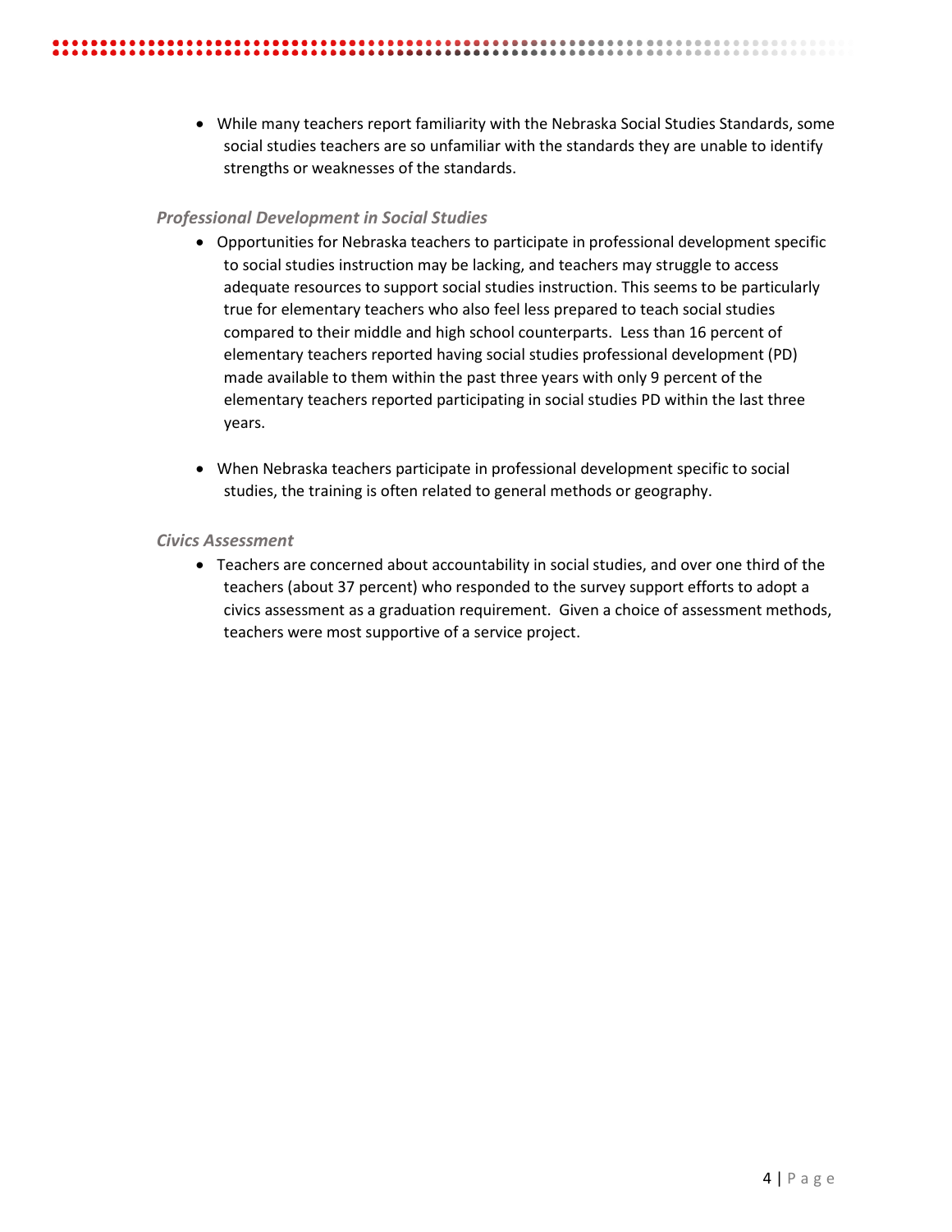- While many teachers report familiarity with the Nebraska Social Studies Standards, some social studies teachers are so unfamiliar with the standards they are unable to identify strengths or weaknesses of the standards.

### *Professional Development in Social Studies*

- Opportunities for Nebraska teachers to participate in professional development specific to social studies instruction may be lacking, and teachers may struggle to access adequate resources to support social studies instruction. This seems to be particularly true for elementary teachers who also feel less prepared to teach social studies compared to their middle and high school counterparts. Less than 16 percent of elementary teachers reported having social studies professional development (PD) made available to them within the past three years with only 9 percent of the elementary teachers reported participating in social studies PD within the last three years.

- When Nebraska teachers participate in professional development specific to social studies, the training is often related to general methods or geography.

### *Civics Assessment*

- Teachers are concerned about accountability in social studies, and over one third of the teachers (about 37 percent) who responded to the survey support efforts to adopt a civics assessment as a graduation requirement. Given a choice of assessment methods, teachers were most supportive of a service project.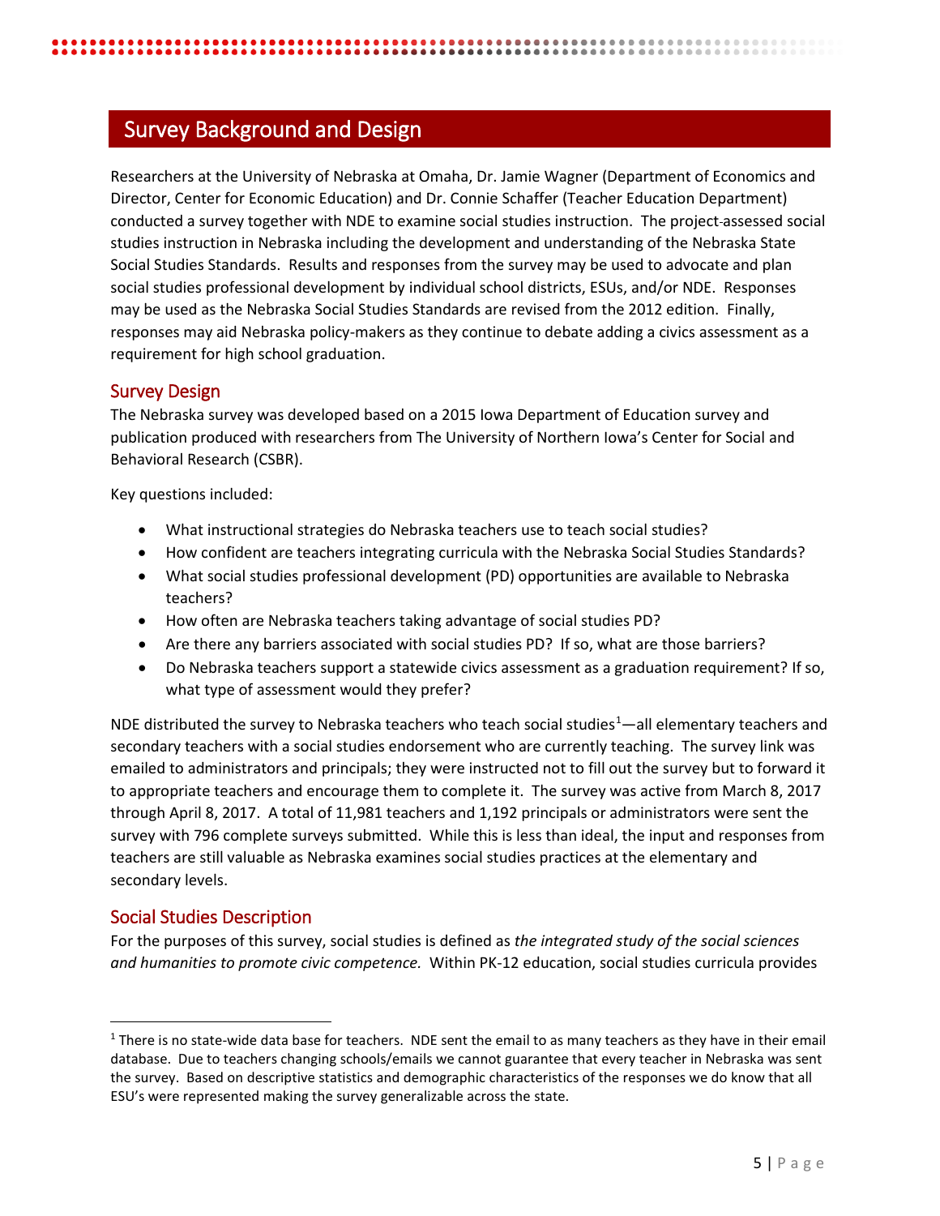# Survey Background and Design

Researchers at the University of Nebraska at Omaha, Dr. Jamie Wagner (Department of Economics and Director, Center for Economic Education) and Dr. Connie Schaffer (Teacher Education Department) conducted a survey together with NDE to examine social studies instruction. The project-assessed social studies instruction in Nebraska including the development and understanding of the Nebraska State Social Studies Standards. Results and responses from the survey may be used to advocate and plan social studies professional development by individual school districts, ESUs, and/or NDE. Responses may be used as the Nebraska Social Studies Standards are revised from the 2012 edition. Finally, responses may aid Nebraska policy-makers as they continue to debate adding a civics assessment as a requirement for high school graduation.

## Survey Design

The Nebraska survey was developed based on a 2015 Iowa Department of Education survey and publication produced with researchers from The University of Northern Iowa's Center for Social and Behavioral Research (CSBR).

Key questions included:

- What instructional strategies do Nebraska teachers use to teach social studies?
- How confident are teachers integrating curricula with the Nebraska Social Studies Standards?
- What social studies professional development (PD) opportunities are available to Nebraska teachers?
- How often are Nebraska teachers taking advantage of social studies PD?
- Are there any barriers associated with social studies PD? If so, what are those barriers?
- Do Nebraska teachers support a statewide civics assessment as a graduation requirement? If so, what type of assessment would they prefer?

NDE distributed the survey to Nebraska teachers who teach social studies[1]—all elementary teachers and secondary teachers with a social studies endorsement who are currently teaching. The survey link was emailed to administrators and principals; they were instructed not to fill out the survey but to forward it to appropriate teachers and encourage them to complete it. The survey was active from March 8, 2017 through April 8, 2017. A total of 11,981 teachers and 1,192 principals or administrators were sent the survey with 796 complete surveys submitted. While this is less than ideal, the input and responses from teachers are still valuable as Nebraska examines social studies practices at the elementary and secondary levels.

## Social Studies Description

For the purposes of this survey, social studies is defined as *the integrated study of the social sciences and humanities to promote civic competence.* Within PK-12 education, social studies curricula provides

[1] There is no state-wide data base for teachers. NDE sent the email to as many teachers as they have in their email database. Due to teachers changing schools/emails we cannot guarantee that every teacher in Nebraska was sent the survey. Based on descriptive statistics and demographic characteristics of the responses we do know that all ESU's were represented making the survey generalizable across the state.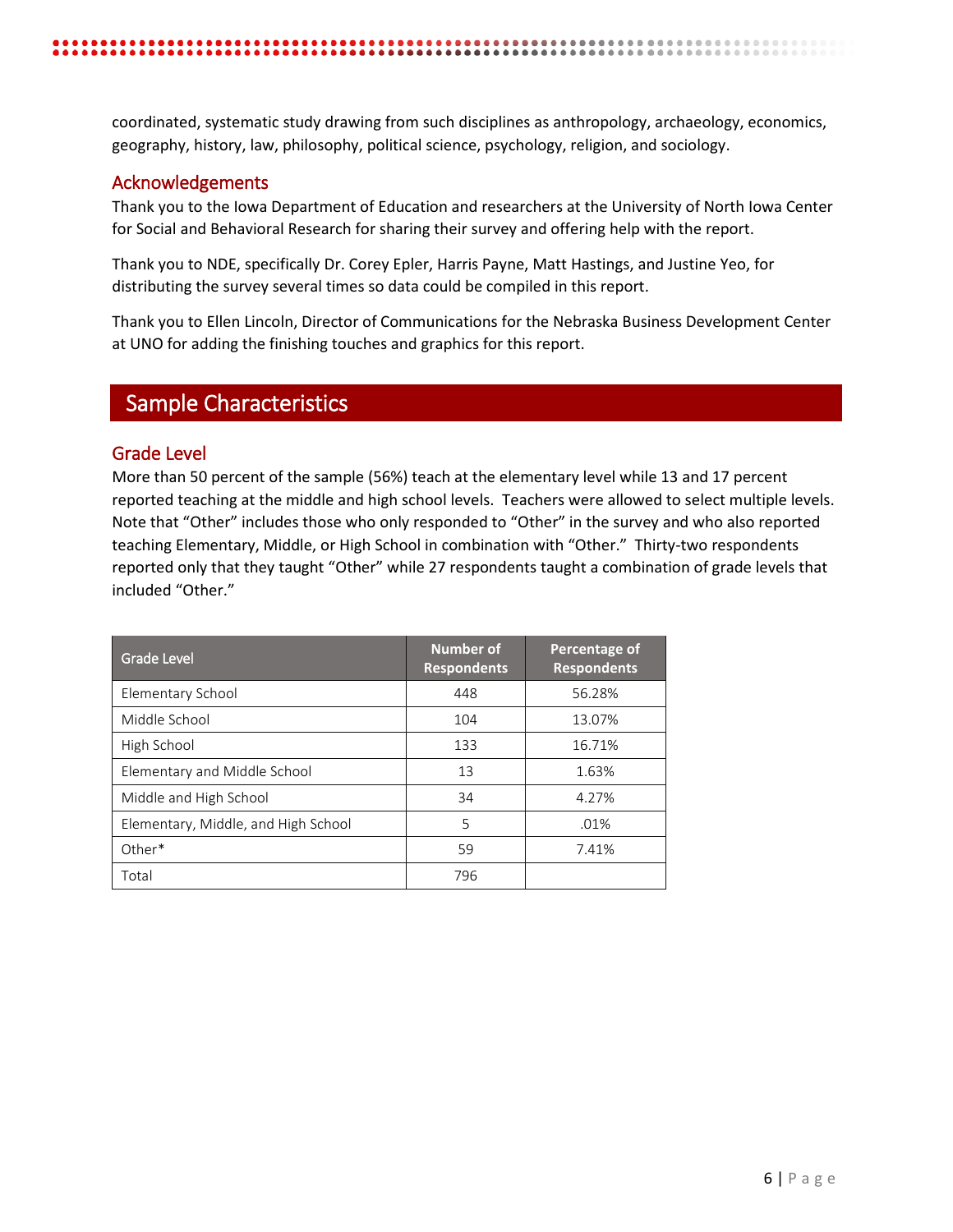coordinated, systematic study drawing from such disciplines as anthropology, archaeology, economics, geography, history, law, philosophy, political science, psychology, religion, and sociology.

## Acknowledgements

Thank you to the Iowa Department of Education and researchers at the University of North Iowa Center for Social and Behavioral Research for sharing their survey and offering help with the report.

Thank you to NDE, specifically Dr. Corey Epler, Harris Payne, Matt Hastings, and Justine Yeo, for distributing the survey several times so data could be compiled in this report.

Thank you to Ellen Lincoln, Director of Communications for the Nebraska Business Development Center at UNO for adding the finishing touches and graphics for this report.

# Sample Characteristics

## Grade Level

More than 50 percent of the sample (56%) teach at the elementary level while 13 and 17 percent reported teaching at the middle and high school levels. Teachers were allowed to select multiple levels. Note that "Other" includes those who only responded to "Other" in the survey and who also reported teaching Elementary, Middle, or High School in combination with "Other." Thirty-two respondents reported only that they taught "Other" while 27 respondents taught a combination of grade levels that included "Other."

| Grade Level | Number of Respondents | Percentage of Respondents |
|---|---|---|
| Elementary School | 448 | 56.28% |
| Middle School | 104 | 13.07% |
| High School | 133 | 16.71% |
| Elementary and Middle School | 13 | 1.63% |
| Middle and High School | 34 | 4.27% |
| Elementary, Middle, and High School | 5 | .01% |
| Other* | 59 | 7.41% |
| Total | 796 | |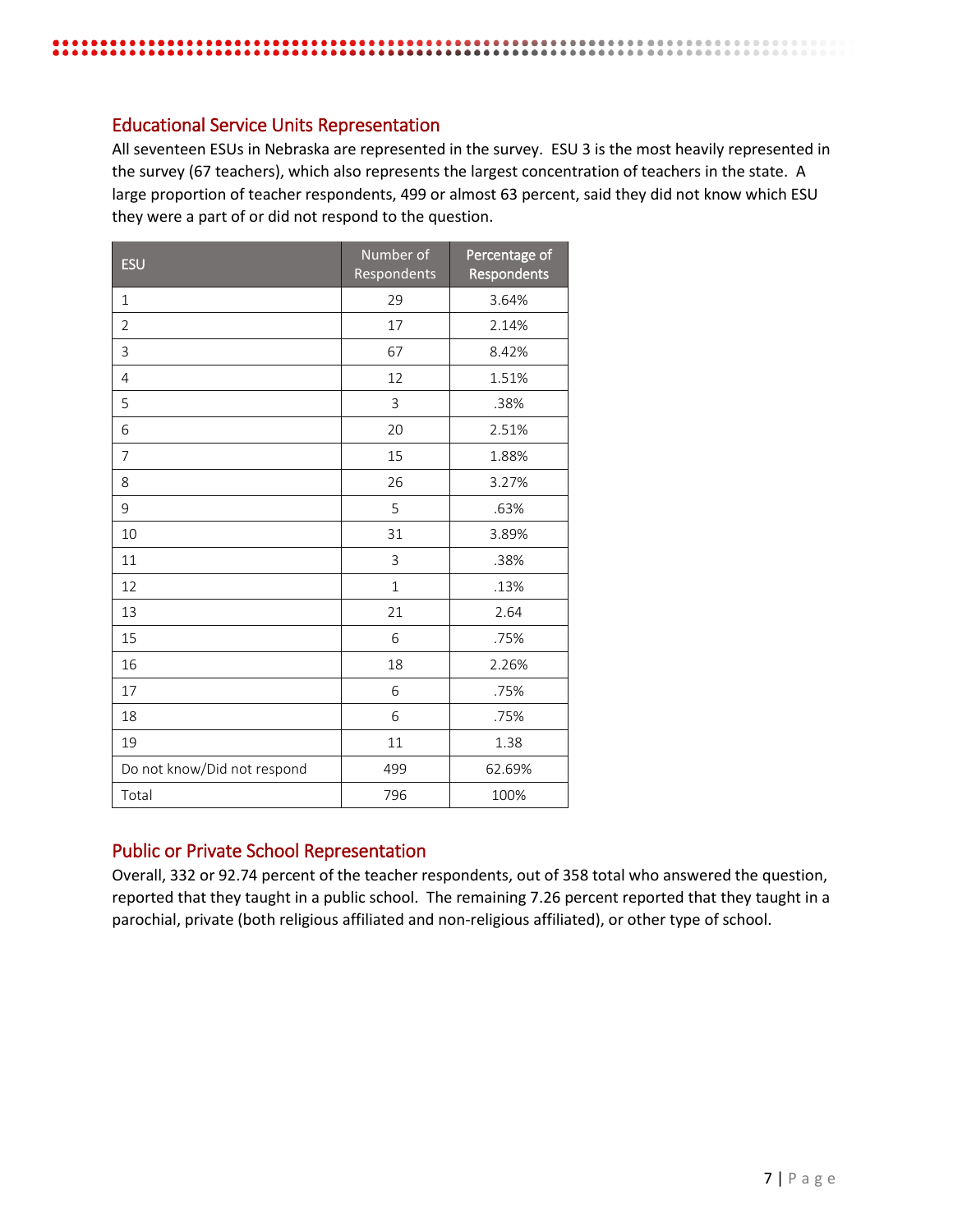## Educational Service Units Representation

All seventeen ESUs in Nebraska are represented in the survey. ESU 3 is the most heavily represented in the survey (67 teachers), which also represents the largest concentration of teachers in the state. A large proportion of teacher respondents, 499 or almost 63 percent, said they did not know which ESU they were a part of or did not respond to the question.

| ESU | Number of Respondents | Percentage of Respondents |
|---|---|---|
| 1 | 29 | 3.64% |
| 2 | 17 | 2.14% |
| 3 | 67 | 8.42% |
| 4 | 12 | 1.51% |
| 5 | 3 | .38% |
| 6 | 20 | 2.51% |
| 7 | 15 | 1.88% |
| 8 | 26 | 3.27% |
| 9 | 5 | .63% |
| 10 | 31 | 3.89% |
| 11 | 3 | .38% |
| 12 | 1 | .13% |
| 13 | 21 | 2.64 |
| 15 | 6 | .75% |
| 16 | 18 | 2.26% |
| 17 | 6 | .75% |
| 18 | 6 | .75% |
| 19 | 11 | 1.38 |
| Do not know/Did not respond | 499 | 62.69% |
| Total | 796 | 100% |

## Public or Private School Representation

Overall, 332 or 92.74 percent of the teacher respondents, out of 358 total who answered the question, reported that they taught in a public school. The remaining 7.26 percent reported that they taught in a parochial, private (both religious affiliated and non-religious affiliated), or other type of school.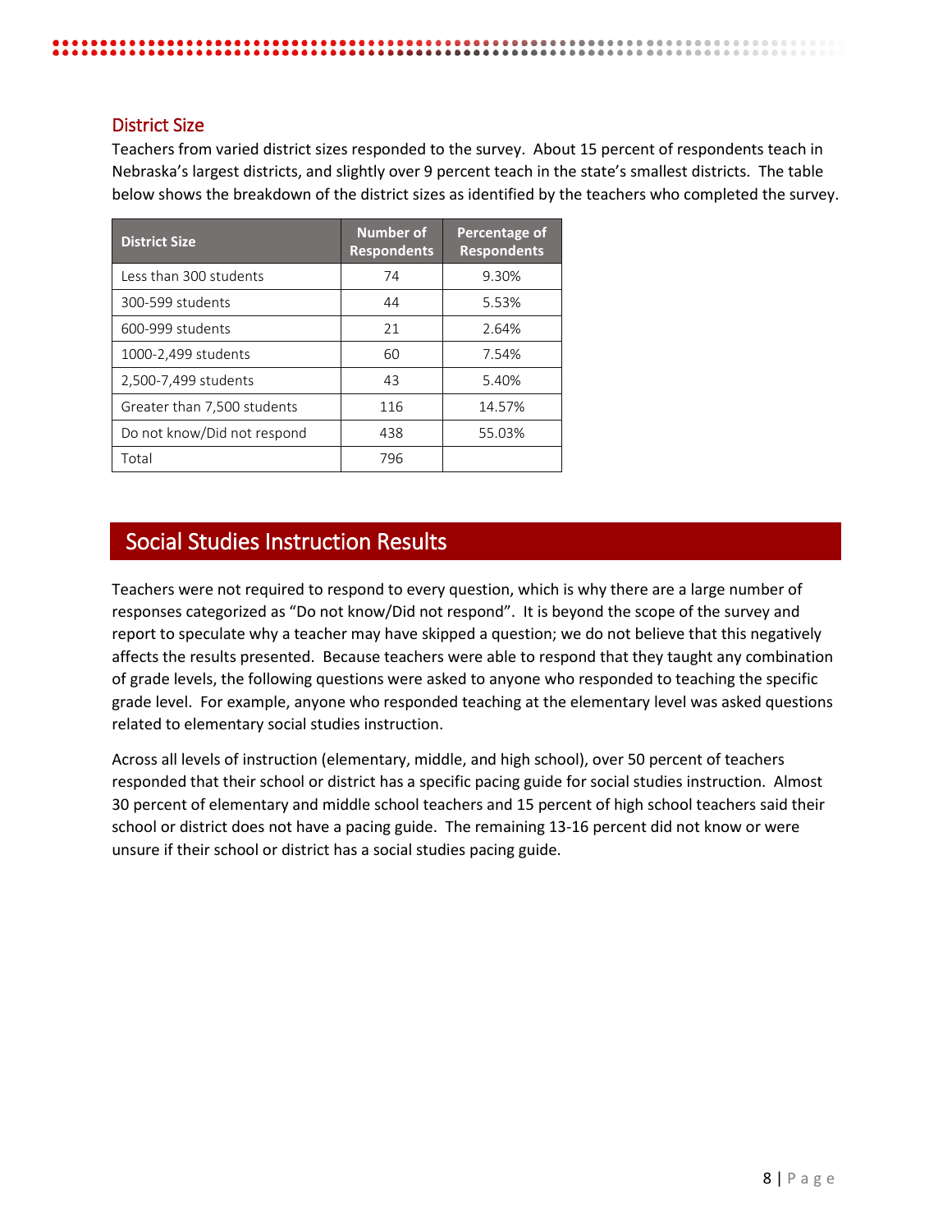## District Size

Teachers from varied district sizes responded to the survey. About 15 percent of respondents teach in Nebraska's largest districts, and slightly over 9 percent teach in the state's smallest districts. The table below shows the breakdown of the district sizes as identified by the teachers who completed the survey.

| District Size | Number of Respondents | Percentage of Respondents |
|---|---|---|
| Less than 300 students | 74 | 9.30% |
| 300-599 students | 44 | 5.53% |
| 600-999 students | 21 | 2.64% |
| 1000-2,499 students | 60 | 7.54% |
| 2,500-7,499 students | 43 | 5.40% |
| Greater than 7,500 students | 116 | 14.57% |
| Do not know/Did not respond | 438 | 55.03% |
| Total | 796 | |

# Social Studies Instruction Results

Teachers were not required to respond to every question, which is why there are a large number of responses categorized as "Do not know/Did not respond". It is beyond the scope of the survey and report to speculate why a teacher may have skipped a question; we do not believe that this negatively affects the results presented. Because teachers were able to respond that they taught any combination of grade levels, the following questions were asked to anyone who responded to teaching the specific grade level. For example, anyone who responded teaching at the elementary level was asked questions related to elementary social studies instruction.

Across all levels of instruction (elementary, middle, and high school), over 50 percent of teachers responded that their school or district has a specific pacing guide for social studies instruction. Almost 30 percent of elementary and middle school teachers and 15 percent of high school teachers said their school or district does not have a pacing guide. The remaining 13-16 percent did not know or were unsure if their school or district has a social studies pacing guide.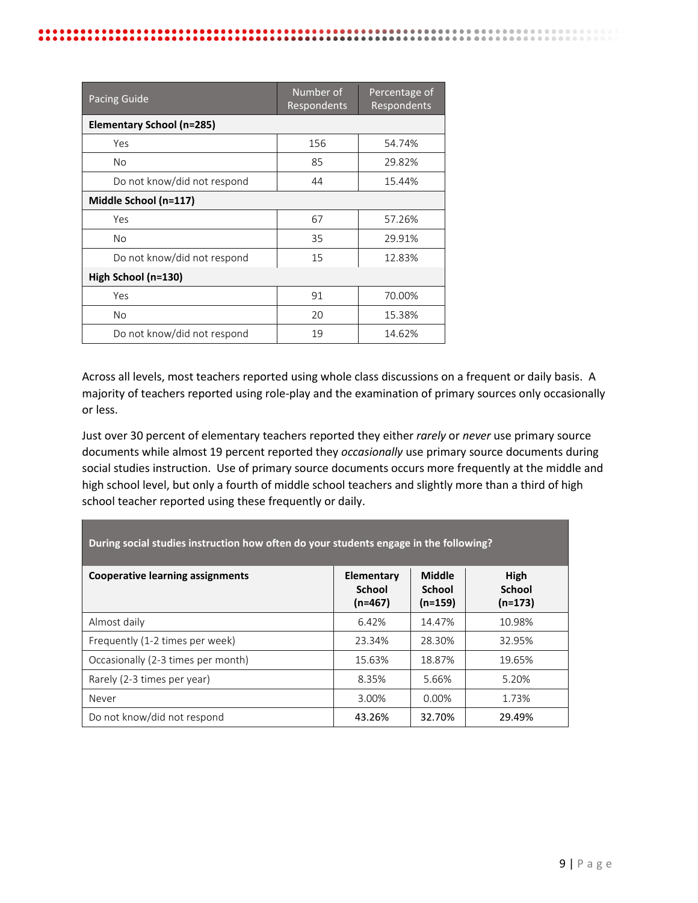| Pacing Guide | Number of Respondents | Percentage of Respondents |
|---|---|---|
| **Elementary School (n=285)** | | |
| Yes | 156 | 54.74% |
| No | 85 | 29.82% |
| Do not know/did not respond | 44 | 15.44% |
| **Middle School (n=117)** | | |
| Yes | 67 | 57.26% |
| No | 35 | 29.91% |
| Do not know/did not respond | 15 | 12.83% |
| **High School (n=130)** | | |
| Yes | 91 | 70.00% |
| No | 20 | 15.38% |
| Do not know/did not respond | 19 | 14.62% |

Across all levels, most teachers reported using whole class discussions on a frequent or daily basis. A majority of teachers reported using role-play and the examination of primary sources only occasionally or less.

Just over 30 percent of elementary teachers reported they either *rarely* or *never* use primary source documents while almost 19 percent reported they *occasionally* use primary source documents during social studies instruction. Use of primary source documents occurs more frequently at the middle and high school level, but only a fourth of middle school teachers and slightly more than a third of high school teacher reported using these frequently or daily.

| **During social studies instruction how often do your students engage in the following?** | | | |
|---|---|---|---|
| **Cooperative learning assignments** | **Elementary School (n=467)** | **Middle School (n=159)** | **High School (n=173)** |
| Almost daily | 6.42% | 14.47% | 10.98% |
| Frequently (1-2 times per week) | 23.34% | 28.30% | 32.95% |
| Occasionally (2-3 times per month) | 15.63% | 18.87% | 19.65% |
| Rarely (2-3 times per year) | 8.35% | 5.66% | 5.20% |
| Never | 3.00% | 0.00% | 1.73% |
| Do not know/did not respond | **43.26%** | **32.70%** | **29.49%** |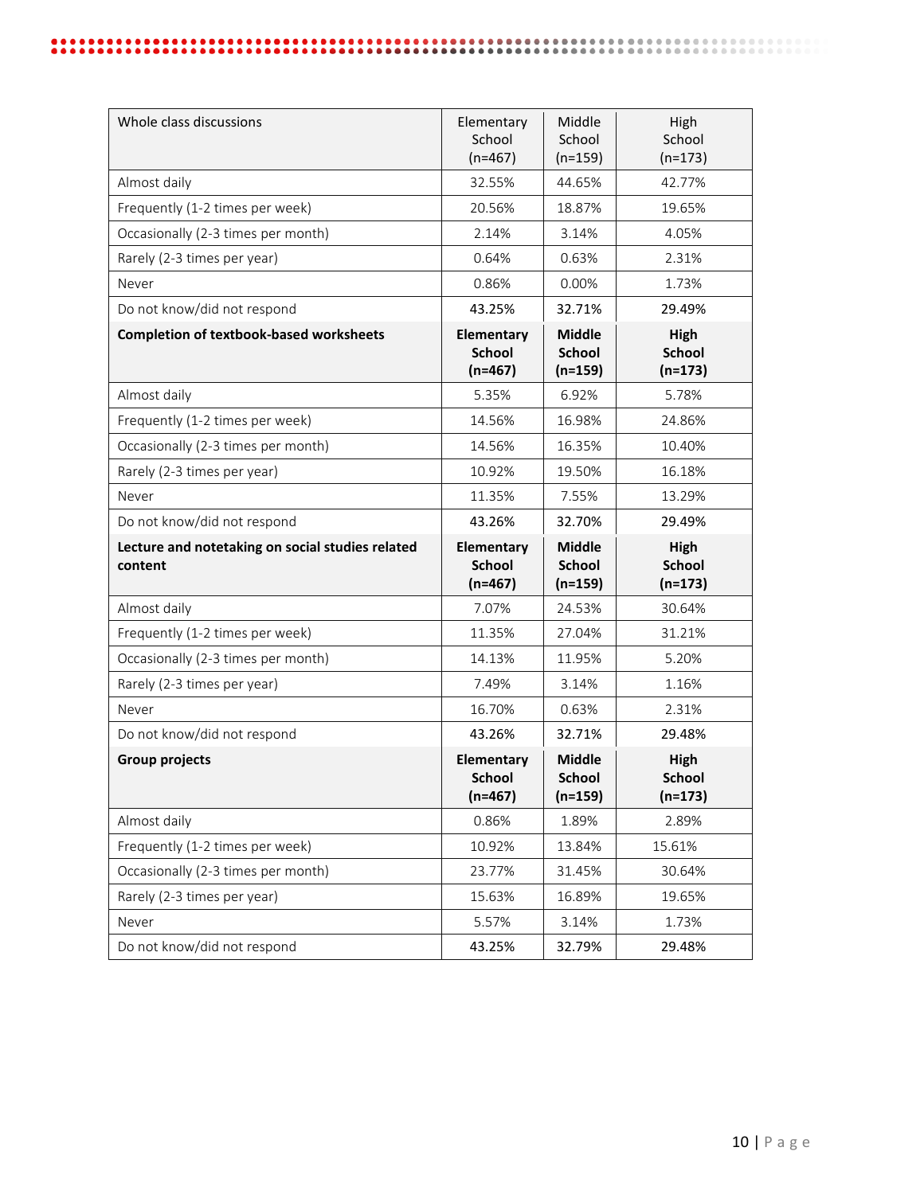| Whole class discussions | Elementary School (n=467) | Middle School (n=159) | High School (n=173) |
|---|---|---|---|
| Almost daily | 32.55% | 44.65% | 42.77% |
| Frequently (1-2 times per week) | 20.56% | 18.87% | 19.65% |
| Occasionally (2-3 times per month) | 2.14% | 3.14% | 4.05% |
| Rarely (2-3 times per year) | 0.64% | 0.63% | 2.31% |
| Never | 0.86% | 0.00% | 1.73% |
| Do not know/did not respond | **43.25%** | **32.71%** | **29.49%** |
| **Completion of textbook-based worksheets** | **Elementary School (n=467)** | **Middle School (n=159)** | **High School (n=173)** |
| Almost daily | 5.35% | 6.92% | 5.78% |
| Frequently (1-2 times per week) | 14.56% | 16.98% | 24.86% |
| Occasionally (2-3 times per month) | 14.56% | 16.35% | 10.40% |
| Rarely (2-3 times per year) | 10.92% | 19.50% | 16.18% |
| Never | 11.35% | 7.55% | 13.29% |
| Do not know/did not respond | **43.26%** | **32.70%** | **29.49%** |
| **Lecture and notetaking on social studies related content** | **Elementary School (n=467)** | **Middle School (n=159)** | **High School (n=173)** |
| Almost daily | 7.07% | 24.53% | 30.64% |
| Frequently (1-2 times per week) | 11.35% | 27.04% | 31.21% |
| Occasionally (2-3 times per month) | 14.13% | 11.95% | 5.20% |
| Rarely (2-3 times per year) | 7.49% | 3.14% | 1.16% |
| Never | 16.70% | 0.63% | 2.31% |
| Do not know/did not respond | **43.26%** | **32.71%** | **29.48%** |
| **Group projects** | **Elementary School (n=467)** | **Middle School (n=159)** | **High School (n=173)** |
| Almost daily | 0.86% | 1.89% | 2.89% |
| Frequently (1-2 times per week) | 10.92% | 13.84% | 15.61% |
| Occasionally (2-3 times per month) | 23.77% | 31.45% | 30.64% |
| Rarely (2-3 times per year) | 15.63% | 16.89% | 19.65% |
| Never | 5.57% | 3.14% | 1.73% |
| Do not know/did not respond | **43.25%** | **32.79%** | **29.48%** |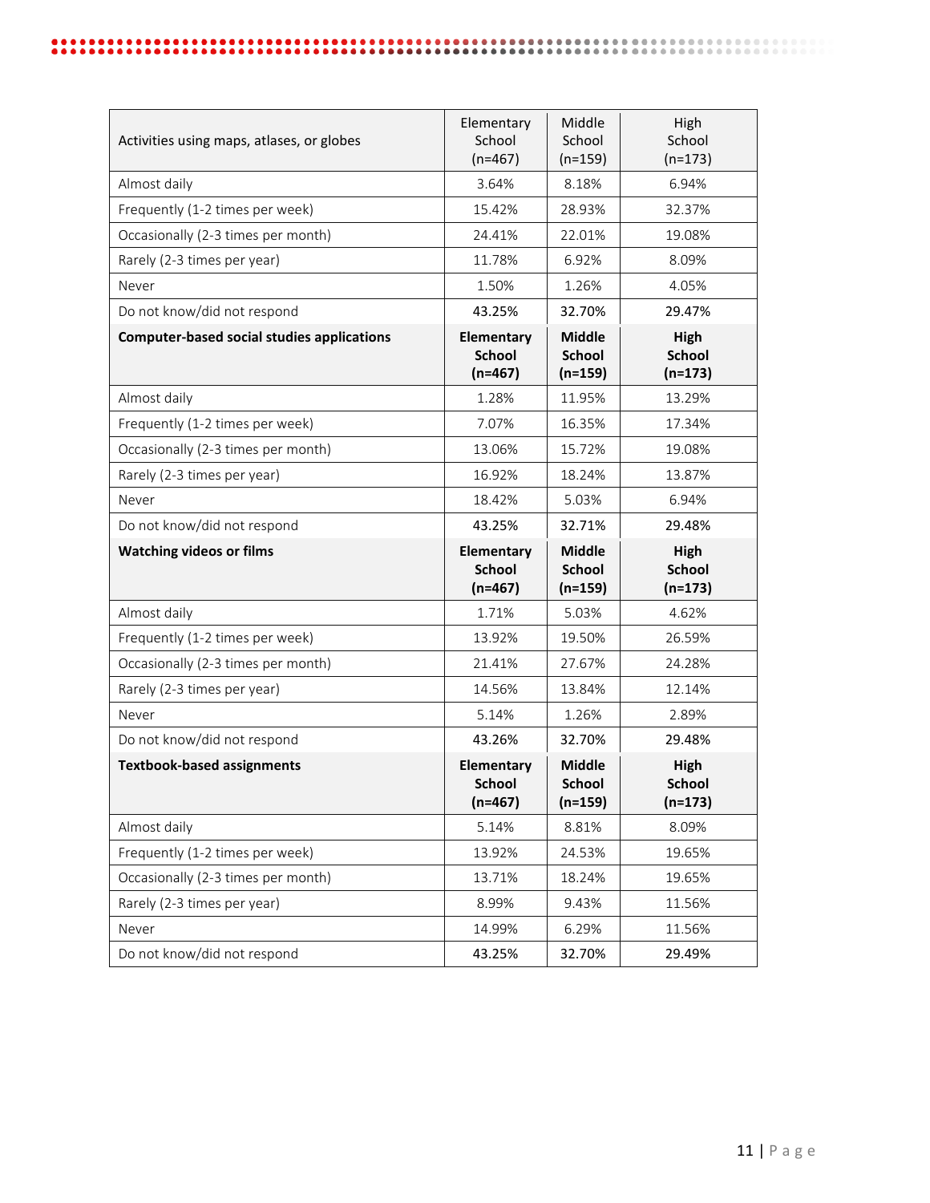| Activities using maps, atlases, or globes | Elementary School (n=467) | Middle School (n=159) | High School (n=173) |
|---|---|---|---|
| Almost daily | 3.64% | 8.18% | 6.94% |
| Frequently (1-2 times per week) | 15.42% | 28.93% | 32.37% |
| Occasionally (2-3 times per month) | 24.41% | 22.01% | 19.08% |
| Rarely (2-3 times per year) | 11.78% | 6.92% | 8.09% |
| Never | 1.50% | 1.26% | 4.05% |
| Do not know/did not respond | **43.25%** | **32.70%** | **29.47%** |
| **Computer-based social studies applications** | **Elementary School (n=467)** | **Middle School (n=159)** | **High School (n=173)** |
| Almost daily | 1.28% | 11.95% | 13.29% |
| Frequently (1-2 times per week) | 7.07% | 16.35% | 17.34% |
| Occasionally (2-3 times per month) | 13.06% | 15.72% | 19.08% |
| Rarely (2-3 times per year) | 16.92% | 18.24% | 13.87% |
| Never | 18.42% | 5.03% | 6.94% |
| Do not know/did not respond | **43.25%** | **32.71%** | **29.48%** |
| **Watching videos or films** | **Elementary School (n=467)** | **Middle School (n=159)** | **High School (n=173)** |
| Almost daily | 1.71% | 5.03% | 4.62% |
| Frequently (1-2 times per week) | 13.92% | 19.50% | 26.59% |
| Occasionally (2-3 times per month) | 21.41% | 27.67% | 24.28% |
| Rarely (2-3 times per year) | 14.56% | 13.84% | 12.14% |
| Never | 5.14% | 1.26% | 2.89% |
| Do not know/did not respond | **43.26%** | **32.70%** | **29.48%** |
| **Textbook-based assignments** | **Elementary School (n=467)** | **Middle School (n=159)** | **High School (n=173)** |
| Almost daily | 5.14% | 8.81% | 8.09% |
| Frequently (1-2 times per week) | 13.92% | 24.53% | 19.65% |
| Occasionally (2-3 times per month) | 13.71% | 18.24% | 19.65% |
| Rarely (2-3 times per year) | 8.99% | 9.43% | 11.56% |
| Never | 14.99% | 6.29% | 11.56% |
| Do not know/did not respond | **43.25%** | **32.70%** | **29.49%** |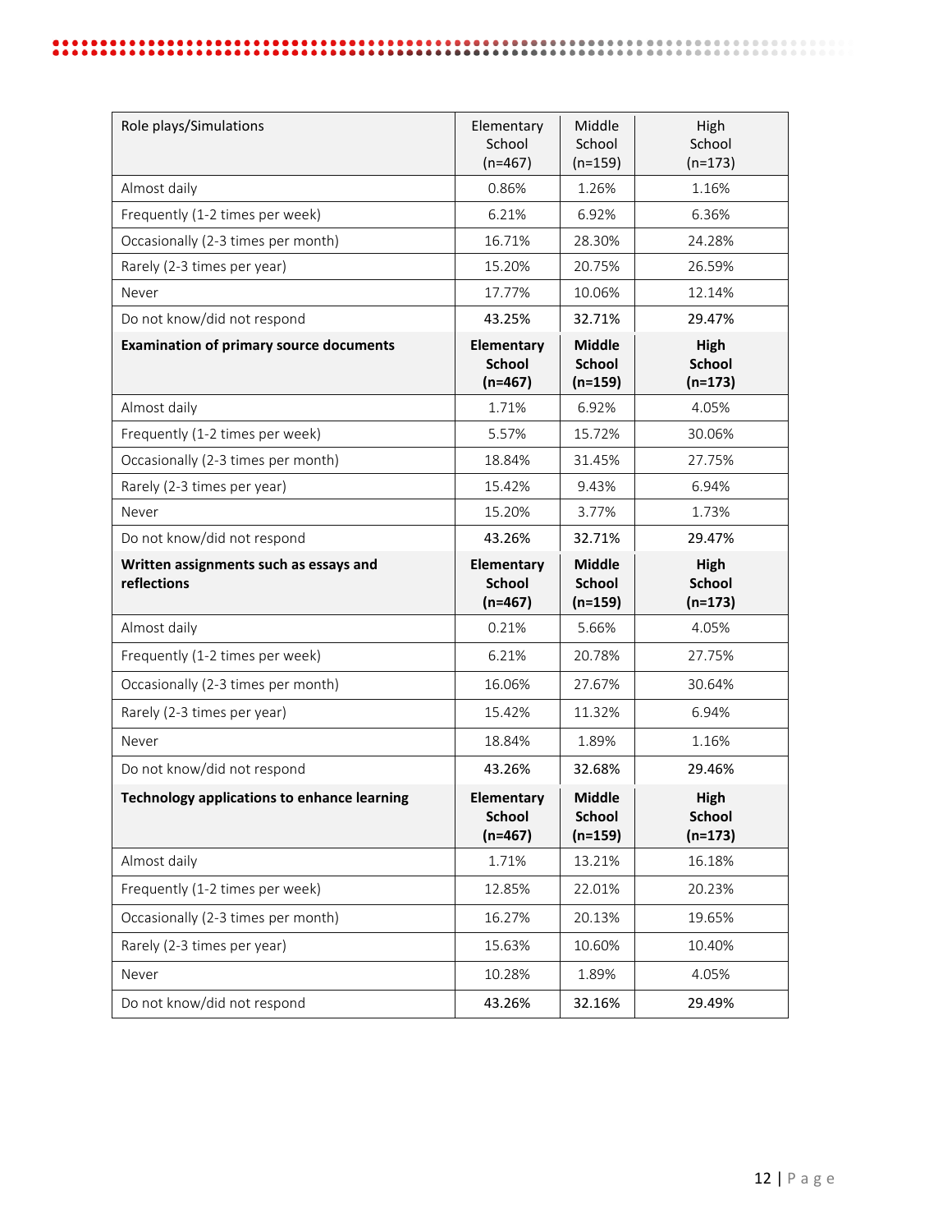| Role plays/Simulations | Elementary School (n=467) | Middle School (n=159) | High School (n=173) |
|---|---|---|---|
| Almost daily | 0.86% | 1.26% | 1.16% |
| Frequently (1-2 times per week) | 6.21% | 6.92% | 6.36% |
| Occasionally (2-3 times per month) | 16.71% | 28.30% | 24.28% |
| Rarely (2-3 times per year) | 15.20% | 20.75% | 26.59% |
| Never | 17.77% | 10.06% | 12.14% |
| Do not know/did not respond | **43.25%** | **32.71%** | **29.47%** |
| **Examination of primary source documents** | **Elementary School (n=467)** | **Middle School (n=159)** | **High School (n=173)** |
| Almost daily | 1.71% | 6.92% | 4.05% |
| Frequently (1-2 times per week) | 5.57% | 15.72% | 30.06% |
| Occasionally (2-3 times per month) | 18.84% | 31.45% | 27.75% |
| Rarely (2-3 times per year) | 15.42% | 9.43% | 6.94% |
| Never | 15.20% | 3.77% | 1.73% |
| Do not know/did not respond | **43.26%** | **32.71%** | **29.47%** |
| **Written assignments such as essays and reflections** | **Elementary School (n=467)** | **Middle School (n=159)** | **High School (n=173)** |
| Almost daily | 0.21% | 5.66% | 4.05% |
| Frequently (1-2 times per week) | 6.21% | 20.78% | 27.75% |
| Occasionally (2-3 times per month) | 16.06% | 27.67% | 30.64% |
| Rarely (2-3 times per year) | 15.42% | 11.32% | 6.94% |
| Never | 18.84% | 1.89% | 1.16% |
| Do not know/did not respond | **43.26%** | **32.68%** | **29.46%** |
| **Technology applications to enhance learning** | **Elementary School (n=467)** | **Middle School (n=159)** | **High School (n=173)** |
| Almost daily | 1.71% | 13.21% | 16.18% |
| Frequently (1-2 times per week) | 12.85% | 22.01% | 20.23% |
| Occasionally (2-3 times per month) | 16.27% | 20.13% | 19.65% |
| Rarely (2-3 times per year) | 15.63% | 10.60% | 10.40% |
| Never | 10.28% | 1.89% | 4.05% |
| Do not know/did not respond | **43.26%** | **32.16%** | **29.49%** |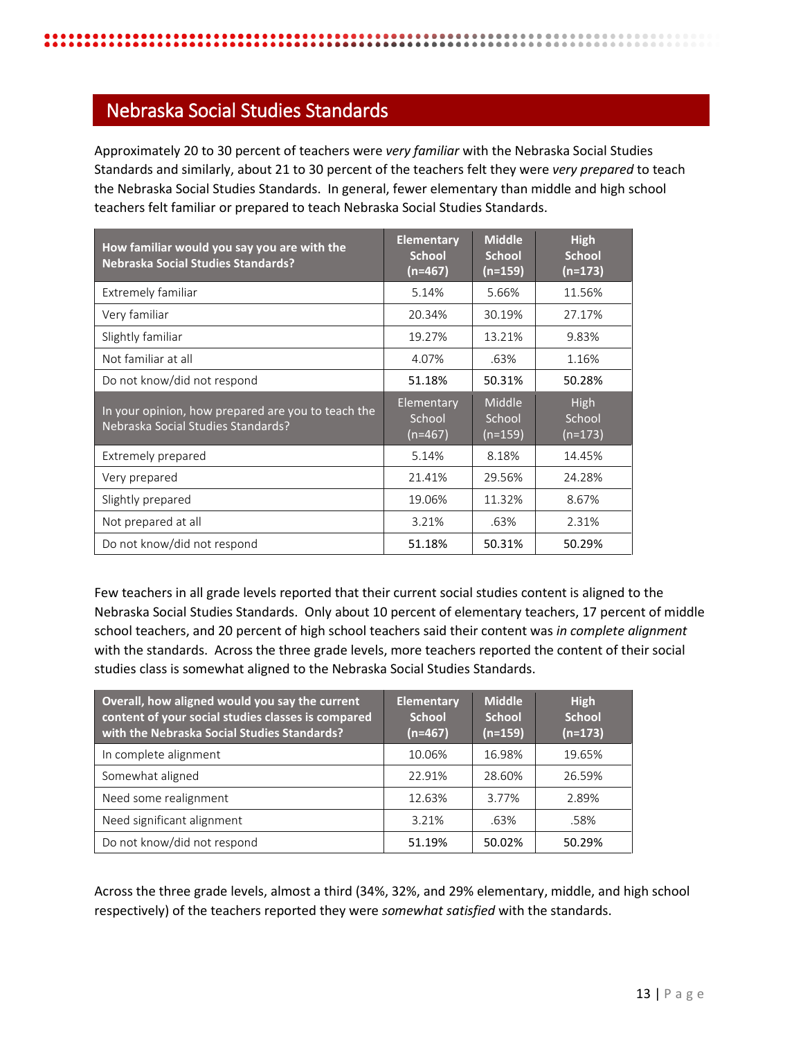## Nebraska Social Studies Standards

Approximately 20 to 30 percent of teachers were *very familiar* with the Nebraska Social Studies Standards and similarly, about 21 to 30 percent of the teachers felt they were *very prepared* to teach the Nebraska Social Studies Standards. In general, fewer elementary than middle and high school teachers felt familiar or prepared to teach Nebraska Social Studies Standards.

| **How familiar would you say you are with the Nebraska Social Studies Standards?** | **Elementary School (n=467)** | **Middle School (n=159)** | **High School (n=173)** |
|---|---|---|---|
| Extremely familiar | 5.14% | 5.66% | 11.56% |
| Very familiar | 20.34% | 30.19% | 27.17% |
| Slightly familiar | 19.27% | 13.21% | 9.83% |
| Not familiar at all | 4.07% | .63% | 1.16% |
| Do not know/did not respond | **51.18%** | **50.31%** | **50.28%** |
| In your opinion, how prepared are you to teach the Nebraska Social Studies Standards? | Elementary School (n=467) | Middle School (n=159) | High School (n=173) |
| Extremely prepared | 5.14% | 8.18% | 14.45% |
| Very prepared | 21.41% | 29.56% | 24.28% |
| Slightly prepared | 19.06% | 11.32% | 8.67% |
| Not prepared at all | 3.21% | .63% | 2.31% |
| Do not know/did not respond | **51.18%** | **50.31%** | **50.29%** |

Few teachers in all grade levels reported that their current social studies content is aligned to the Nebraska Social Studies Standards. Only about 10 percent of elementary teachers, 17 percent of middle school teachers, and 20 percent of high school teachers said their content was *in complete alignment* with the standards. Across the three grade levels, more teachers reported the content of their social studies class is somewhat aligned to the Nebraska Social Studies Standards.

| **Overall, how aligned would you say the current content of your social studies classes is compared with the Nebraska Social Studies Standards?** | **Elementary School (n=467)** | **Middle School (n=159)** | **High School (n=173)** |
|---|---|---|---|
| In complete alignment | 10.06% | 16.98% | 19.65% |
| Somewhat aligned | 22.91% | 28.60% | 26.59% |
| Need some realignment | 12.63% | 3.77% | 2.89% |
| Need significant alignment | 3.21% | .63% | .58% |
| Do not know/did not respond | **51.19%** | **50.02%** | **50.29%** |

Across the three grade levels, almost a third (34%, 32%, and 29% elementary, middle, and high school respectively) of the teachers reported they were *somewhat satisfied* with the standards.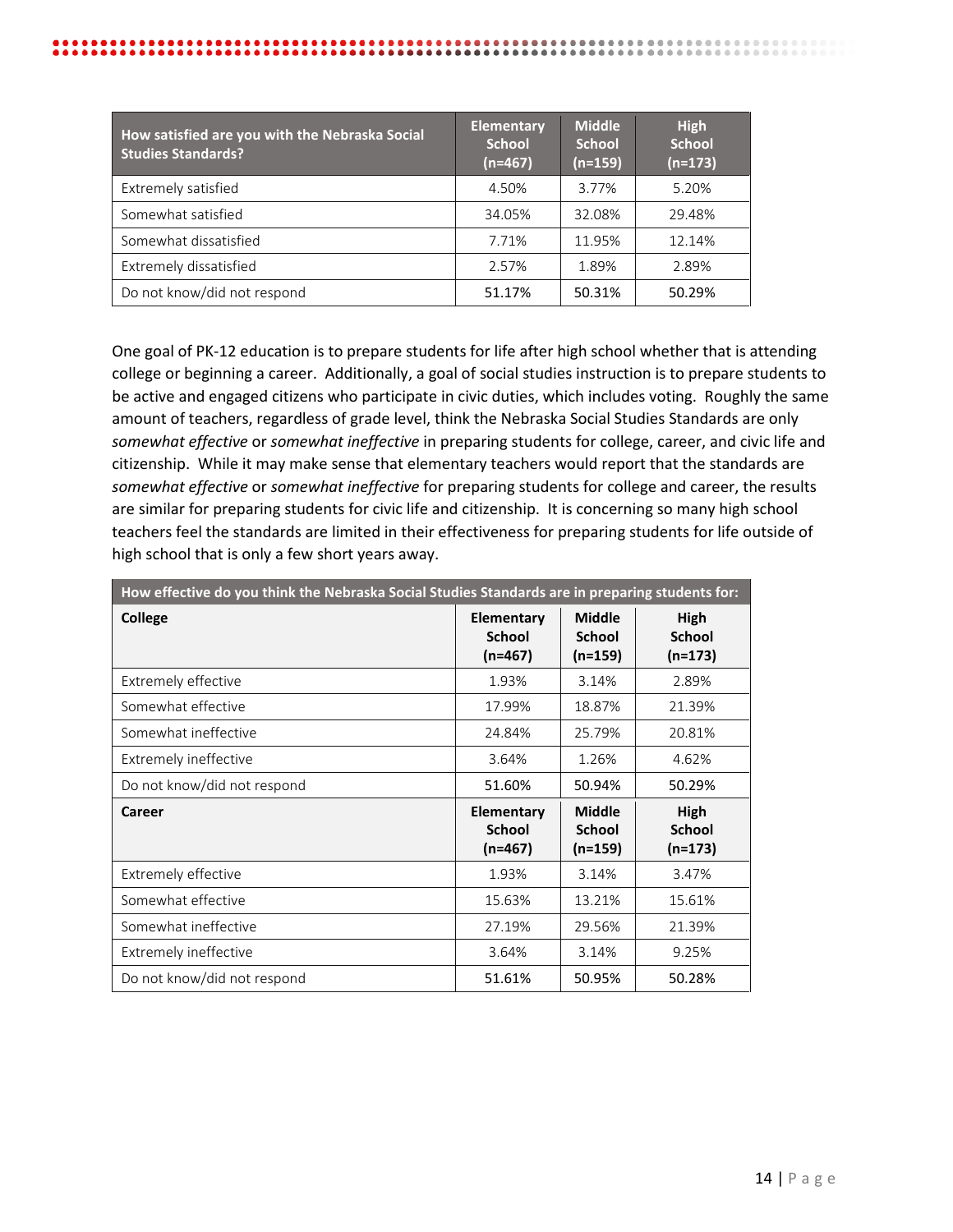| How satisfied are you with the Nebraska Social Studies Standards? | Elementary School (n=467) | Middle School (n=159) | High School (n=173) |
|---|---|---|---|
| Extremely satisfied | 4.50% | 3.77% | 5.20% |
| Somewhat satisfied | 34.05% | 32.08% | 29.48% |
| Somewhat dissatisfied | 7.71% | 11.95% | 12.14% |
| Extremely dissatisfied | 2.57% | 1.89% | 2.89% |
| Do not know/did not respond | **51.17%** | **50.31%** | **50.29%** |

One goal of PK-12 education is to prepare students for life after high school whether that is attending college or beginning a career. Additionally, a goal of social studies instruction is to prepare students to be active and engaged citizens who participate in civic duties, which includes voting. Roughly the same amount of teachers, regardless of grade level, think the Nebraska Social Studies Standards are only *somewhat effective* or *somewhat ineffective* in preparing students for college, career, and civic life and citizenship. While it may make sense that elementary teachers would report that the standards are *somewhat effective* or *somewhat ineffective* for preparing students for college and career, the results are similar for preparing students for civic life and citizenship. It is concerning so many high school teachers feel the standards are limited in their effectiveness for preparing students for life outside of high school that is only a few short years away.

| How effective do you think the Nebraska Social Studies Standards are in preparing students for: | | | |
|---|---|---|---|
| **College** | **Elementary School (n=467)** | **Middle School (n=159)** | **High School (n=173)** |
| Extremely effective | 1.93% | 3.14% | 2.89% |
| Somewhat effective | 17.99% | 18.87% | 21.39% |
| Somewhat ineffective | 24.84% | 25.79% | 20.81% |
| Extremely ineffective | 3.64% | 1.26% | 4.62% |
| Do not know/did not respond | **51.60%** | **50.94%** | **50.29%** |
| **Career** | **Elementary School (n=467)** | **Middle School (n=159)** | **High School (n=173)** |
| Extremely effective | 1.93% | 3.14% | 3.47% |
| Somewhat effective | 15.63% | 13.21% | 15.61% |
| Somewhat ineffective | 27.19% | 29.56% | 21.39% |
| Extremely ineffective | 3.64% | 3.14% | 9.25% |
| Do not know/did not respond | **51.61%** | **50.95%** | **50.28%** |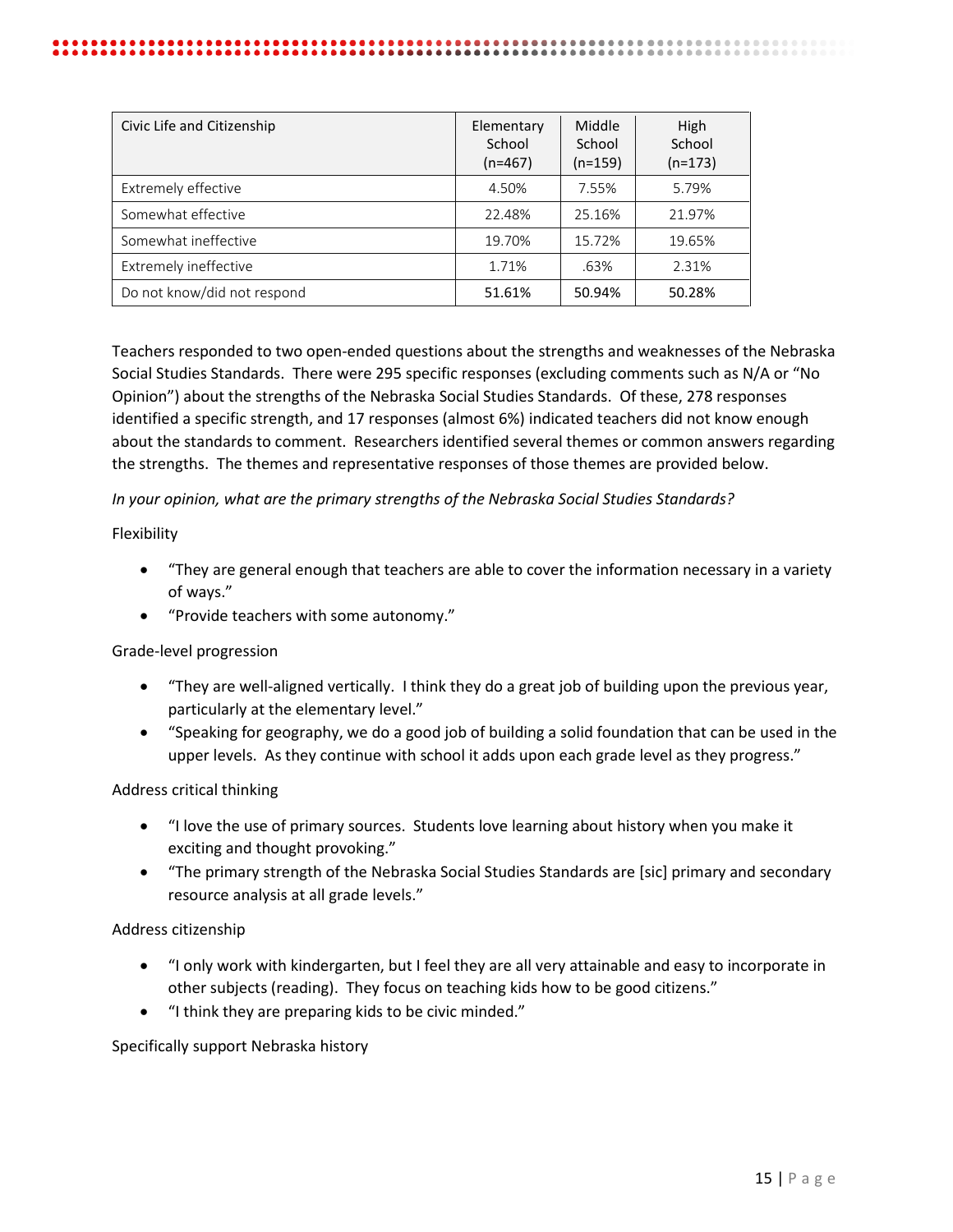| Civic Life and Citizenship | Elementary School (n=467) | Middle School (n=159) | High School (n=173) |
|---|---|---|---|
| Extremely effective | 4.50% | 7.55% | 5.79% |
| Somewhat effective | 22.48% | 25.16% | 21.97% |
| Somewhat ineffective | 19.70% | 15.72% | 19.65% |
| Extremely ineffective | 1.71% | .63% | 2.31% |
| Do not know/did not respond | **51.61%** | **50.94%** | **50.28%** |

Teachers responded to two open-ended questions about the strengths and weaknesses of the Nebraska Social Studies Standards. There were 295 specific responses (excluding comments such as N/A or "No Opinion") about the strengths of the Nebraska Social Studies Standards. Of these, 278 responses identified a specific strength, and 17 responses (almost 6%) indicated teachers did not know enough about the standards to comment. Researchers identified several themes or common answers regarding the strengths. The themes and representative responses of those themes are provided below.

*In your opinion, what are the primary strengths of the Nebraska Social Studies Standards?*

Flexibility

- "They are general enough that teachers are able to cover the information necessary in a variety of ways."
- "Provide teachers with some autonomy."

Grade-level progression

- "They are well-aligned vertically. I think they do a great job of building upon the previous year, particularly at the elementary level."
- "Speaking for geography, we do a good job of building a solid foundation that can be used in the upper levels. As they continue with school it adds upon each grade level as they progress."

Address critical thinking

- "I love the use of primary sources. Students love learning about history when you make it exciting and thought provoking."
- "The primary strength of the Nebraska Social Studies Standards are [sic] primary and secondary resource analysis at all grade levels."

Address citizenship

- "I only work with kindergarten, but I feel they are all very attainable and easy to incorporate in other subjects (reading). They focus on teaching kids how to be good citizens."
- "I think they are preparing kids to be civic minded."

Specifically support Nebraska history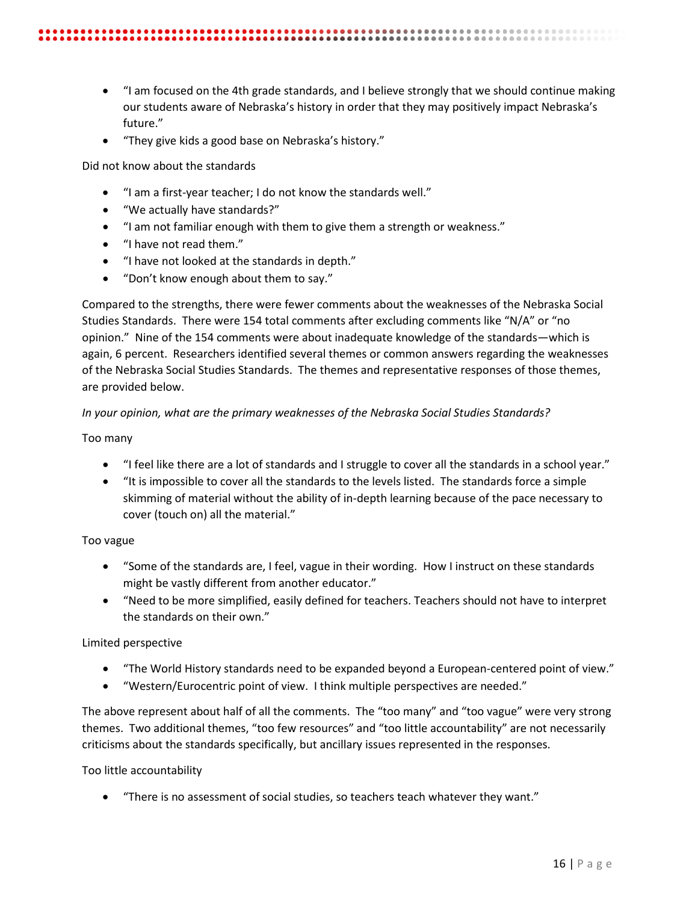- "I am focused on the 4th grade standards, and I believe strongly that we should continue making our students aware of Nebraska's history in order that they may positively impact Nebraska's future."
- "They give kids a good base on Nebraska's history."

Did not know about the standards

- "I am a first-year teacher; I do not know the standards well."
- "We actually have standards?"
- "I am not familiar enough with them to give them a strength or weakness."
- "I have not read them."
- "I have not looked at the standards in depth."
- "Don't know enough about them to say."

Compared to the strengths, there were fewer comments about the weaknesses of the Nebraska Social Studies Standards. There were 154 total comments after excluding comments like "N/A" or "no opinion." Nine of the 154 comments were about inadequate knowledge of the standards—which is again, 6 percent. Researchers identified several themes or common answers regarding the weaknesses of the Nebraska Social Studies Standards. The themes and representative responses of those themes, are provided below.

*In your opinion, what are the primary weaknesses of the Nebraska Social Studies Standards?*

Too many

- "I feel like there are a lot of standards and I struggle to cover all the standards in a school year."
- "It is impossible to cover all the standards to the levels listed. The standards force a simple skimming of material without the ability of in-depth learning because of the pace necessary to cover (touch on) all the material."

Too vague

- "Some of the standards are, I feel, vague in their wording. How I instruct on these standards might be vastly different from another educator."
- "Need to be more simplified, easily defined for teachers. Teachers should not have to interpret the standards on their own."

Limited perspective

- "The World History standards need to be expanded beyond a European-centered point of view."
- "Western/Eurocentric point of view. I think multiple perspectives are needed."

The above represent about half of all the comments. The "too many" and "too vague" were very strong themes. Two additional themes, "too few resources" and "too little accountability" are not necessarily criticisms about the standards specifically, but ancillary issues represented in the responses.

Too little accountability

- "There is no assessment of social studies, so teachers teach whatever they want."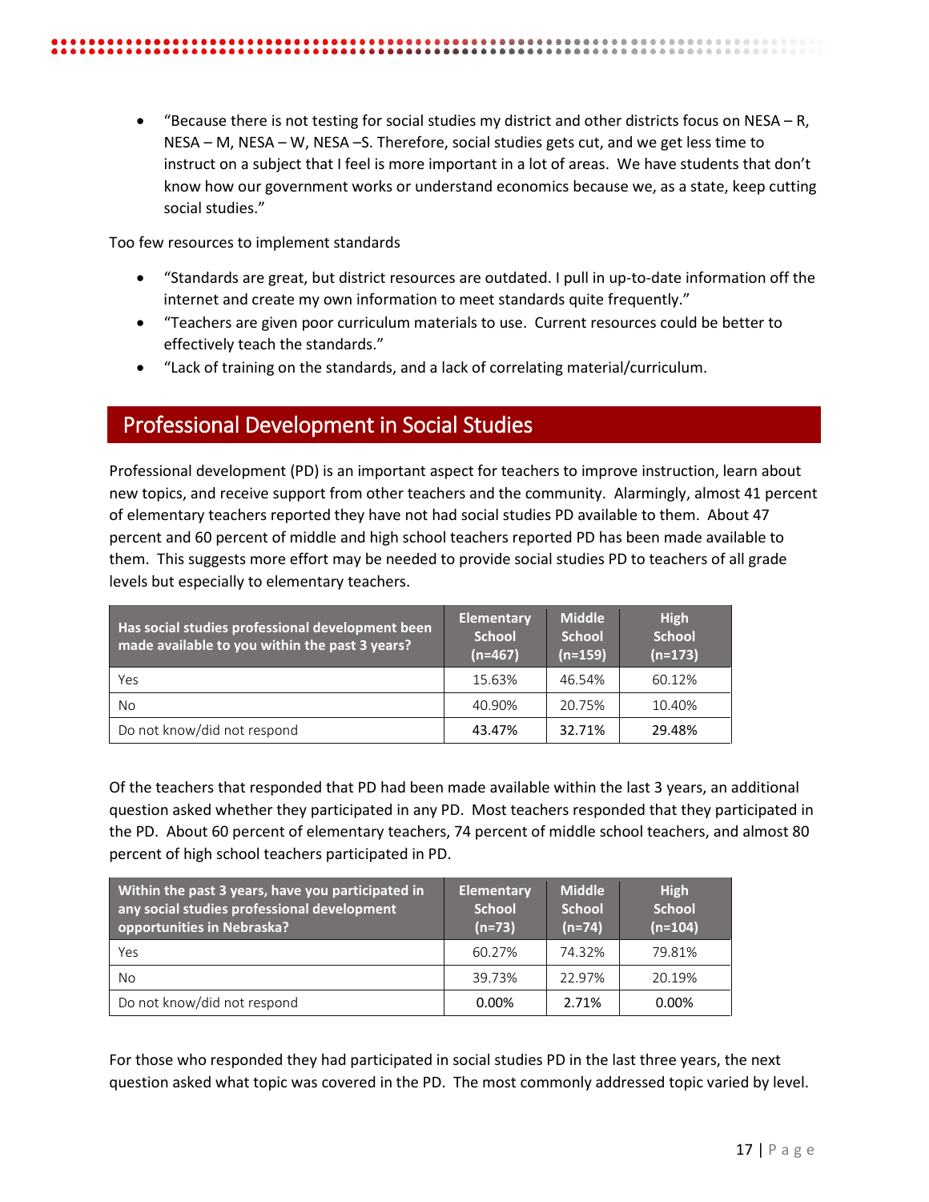- "Because there is not testing for social studies my district and other districts focus on NESA – R, NESA – M, NESA – W, NESA –S. Therefore, social studies gets cut, and we get less time to instruct on a subject that I feel is more important in a lot of areas. We have students that don't know how our government works or understand economics because we, as a state, keep cutting social studies."

Too few resources to implement standards

- "Standards are great, but district resources are outdated. I pull in up-to-date information off the internet and create my own information to meet standards quite frequently."
- "Teachers are given poor curriculum materials to use. Current resources could be better to effectively teach the standards."
- "Lack of training on the standards, and a lack of correlating material/curriculum.

## Professional Development in Social Studies

Professional development (PD) is an important aspect for teachers to improve instruction, learn about new topics, and receive support from other teachers and the community. Alarmingly, almost 41 percent of elementary teachers reported they have not had social studies PD available to them. About 47 percent and 60 percent of middle and high school teachers reported PD has been made available to them. This suggests more effort may be needed to provide social studies PD to teachers of all grade levels but especially to elementary teachers.

| Has social studies professional development been made available to you within the past 3 years? | Elementary School (n=467) | Middle School (n=159) | High School (n=173) |
|---|---|---|---|
| Yes | 15.63% | 46.54% | 60.12% |
| No | 40.90% | 20.75% | 10.40% |
| Do not know/did not respond | 43.47% | 32.71% | 29.48% |

Of the teachers that responded that PD had been made available within the last 3 years, an additional question asked whether they participated in any PD. Most teachers responded that they participated in the PD. About 60 percent of elementary teachers, 74 percent of middle school teachers, and almost 80 percent of high school teachers participated in PD.

| Within the past 3 years, have you participated in any social studies professional development opportunities in Nebraska? | Elementary School (n=73) | Middle School (n=74) | High School (n=104) |
|---|---|---|---|
| Yes | 60.27% | 74.32% | 79.81% |
| No | 39.73% | 22.97% | 20.19% |
| Do not know/did not respond | 0.00% | 2.71% | 0.00% |

For those who responded they had participated in social studies PD in the last three years, the next question asked what topic was covered in the PD. The most commonly addressed topic varied by level.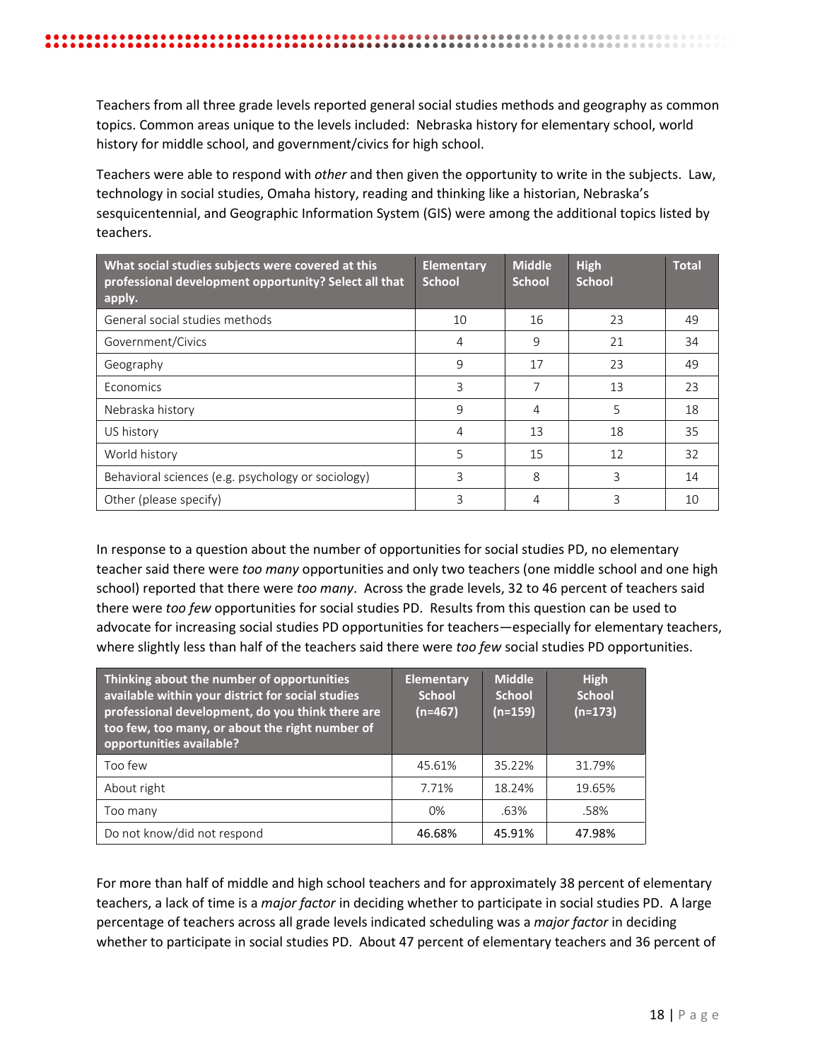Teachers from all three grade levels reported general social studies methods and geography as common topics. Common areas unique to the levels included: Nebraska history for elementary school, world history for middle school, and government/civics for high school.

Teachers were able to respond with *other* and then given the opportunity to write in the subjects. Law, technology in social studies, Omaha history, reading and thinking like a historian, Nebraska's sesquicentennial, and Geographic Information System (GIS) were among the additional topics listed by teachers.

| What social studies subjects were covered at this professional development opportunity? Select all that apply. | Elementary School | Middle School | High School | Total |
|---|---|---|---|---|
| General social studies methods | 10 | 16 | 23 | 49 |
| Government/Civics | 4 | 9 | 21 | 34 |
| Geography | 9 | 17 | 23 | 49 |
| Economics | 3 | 7 | 13 | 23 |
| Nebraska history | 9 | 4 | 5 | 18 |
| US history | 4 | 13 | 18 | 35 |
| World history | 5 | 15 | 12 | 32 |
| Behavioral sciences (e.g. psychology or sociology) | 3 | 8 | 3 | 14 |
| Other (please specify) | 3 | 4 | 3 | 10 |

In response to a question about the number of opportunities for social studies PD, no elementary teacher said there were *too many* opportunities and only two teachers (one middle school and one high school) reported that there were *too many*. Across the grade levels, 32 to 46 percent of teachers said there were *too few* opportunities for social studies PD. Results from this question can be used to advocate for increasing social studies PD opportunities for teachers—especially for elementary teachers, where slightly less than half of the teachers said there were *too few* social studies PD opportunities.

| Thinking about the number of opportunities available within your district for social studies professional development, do you think there are too few, too many, or about the right number of opportunities available? | Elementary School (n=467) | Middle School (n=159) | High School (n=173) |
|---|---|---|---|
| Too few | 45.61% | 35.22% | 31.79% |
| About right | 7.71% | 18.24% | 19.65% |
| Too many | 0% | .63% | .58% |
| Do not know/did not respond | 46.68% | 45.91% | 47.98% |

For more than half of middle and high school teachers and for approximately 38 percent of elementary teachers, a lack of time is a *major factor* in deciding whether to participate in social studies PD. A large percentage of teachers across all grade levels indicated scheduling was a *major factor* in deciding whether to participate in social studies PD. About 47 percent of elementary teachers and 36 percent of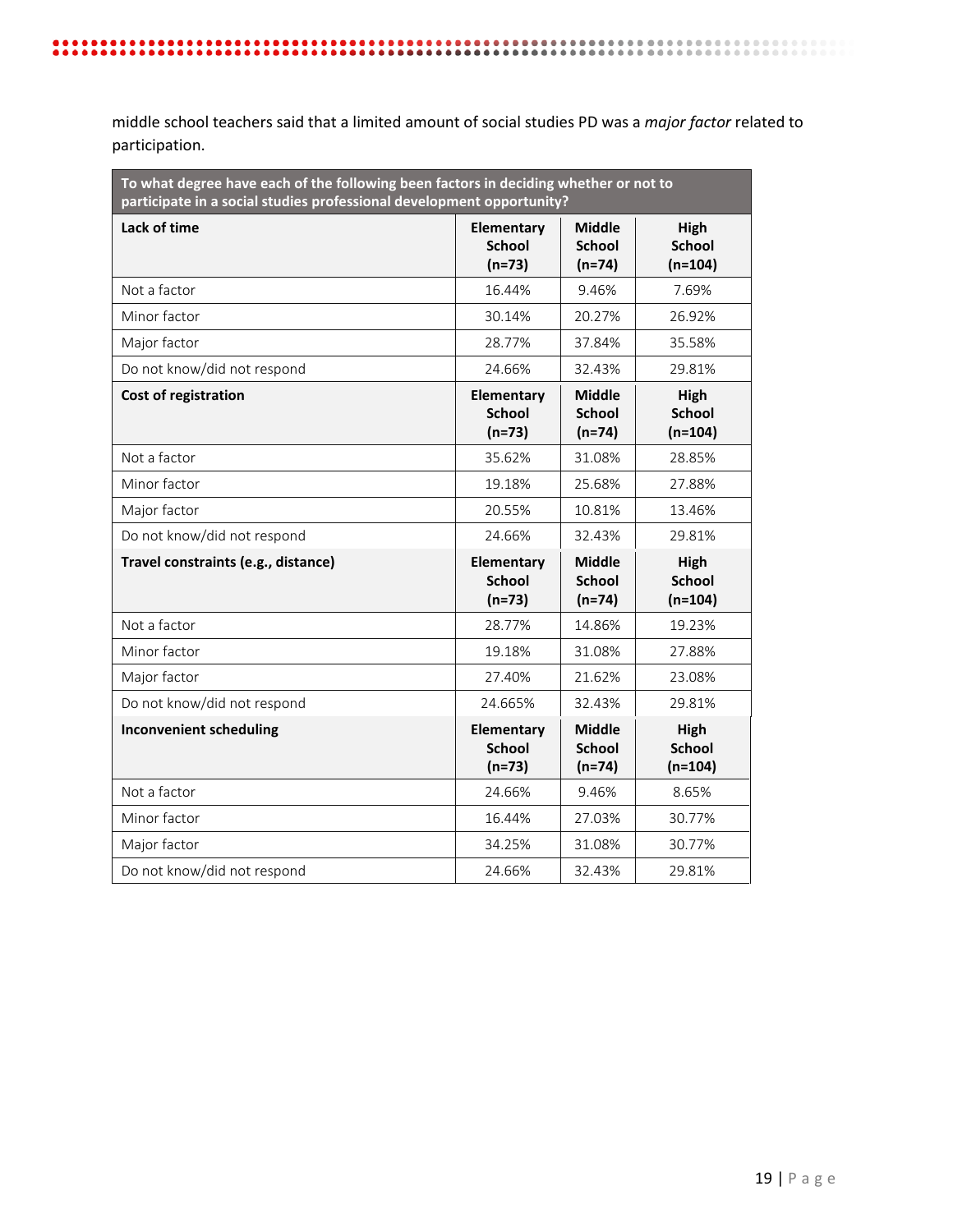middle school teachers said that a limited amount of social studies PD was a *major factor* related to participation.

| To what degree have each of the following been factors in deciding whether or not to participate in a social studies professional development opportunity? | | | |
|---|---|---|---|
| **Lack of time** | **Elementary School (n=73)** | **Middle School (n=74)** | **High School (n=104)** |
| Not a factor | 16.44% | 9.46% | 7.69% |
| Minor factor | 30.14% | 20.27% | 26.92% |
| Major factor | 28.77% | 37.84% | 35.58% |
| Do not know/did not respond | 24.66% | 32.43% | 29.81% |
| **Cost of registration** | **Elementary School (n=73)** | **Middle School (n=74)** | **High School (n=104)** |
| Not a factor | 35.62% | 31.08% | 28.85% |
| Minor factor | 19.18% | 25.68% | 27.88% |
| Major factor | 20.55% | 10.81% | 13.46% |
| Do not know/did not respond | 24.66% | 32.43% | 29.81% |
| **Travel constraints (e.g., distance)** | **Elementary School (n=73)** | **Middle School (n=74)** | **High School (n=104)** |
| Not a factor | 28.77% | 14.86% | 19.23% |
| Minor factor | 19.18% | 31.08% | 27.88% |
| Major factor | 27.40% | 21.62% | 23.08% |
| Do not know/did not respond | 24.665% | 32.43% | 29.81% |
| **Inconvenient scheduling** | **Elementary School (n=73)** | **Middle School (n=74)** | **High School (n=104)** |
| Not a factor | 24.66% | 9.46% | 8.65% |
| Minor factor | 16.44% | 27.03% | 30.77% |
| Major factor | 34.25% | 31.08% | 30.77% |
| Do not know/did not respond | 24.66% | 32.43% | 29.81% |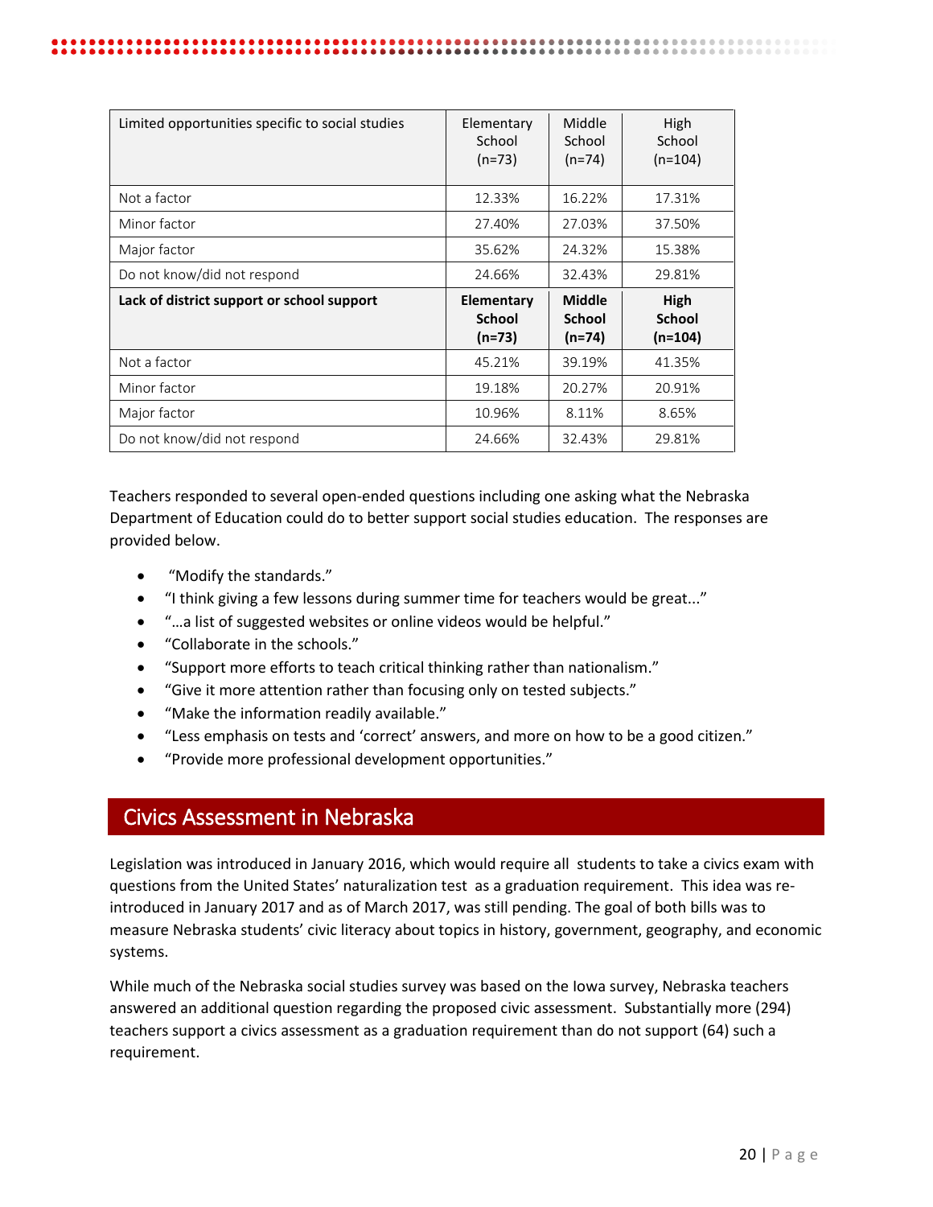| Limited opportunities specific to social studies | Elementary School (n=73) | Middle School (n=74) | High School (n=104) |
|---|---|---|---|
| Not a factor | 12.33% | 16.22% | 17.31% |
| Minor factor | 27.40% | 27.03% | 37.50% |
| Major factor | 35.62% | 24.32% | 15.38% |
| Do not know/did not respond | 24.66% | 32.43% | 29.81% |
| **Lack of district support or school support** | **Elementary School (n=73)** | **Middle School (n=74)** | **High School (n=104)** |
| Not a factor | 45.21% | 39.19% | 41.35% |
| Minor factor | 19.18% | 20.27% | 20.91% |
| Major factor | 10.96% | 8.11% | 8.65% |
| Do not know/did not respond | 24.66% | 32.43% | 29.81% |

Teachers responded to several open-ended questions including one asking what the Nebraska Department of Education could do to better support social studies education. The responses are provided below.

- "Modify the standards."
- "I think giving a few lessons during summer time for teachers would be great..."
- "…a list of suggested websites or online videos would be helpful."
- "Collaborate in the schools."
- "Support more efforts to teach critical thinking rather than nationalism."
- "Give it more attention rather than focusing only on tested subjects."
- "Make the information readily available."
- "Less emphasis on tests and 'correct' answers, and more on how to be a good citizen."
- "Provide more professional development opportunities."

## Civics Assessment in Nebraska

Legislation was introduced in January 2016, which would require all students to take a civics exam with questions from the United States' naturalization test as a graduation requirement. This idea was re-introduced in January 2017 and as of March 2017, was still pending. The goal of both bills was to measure Nebraska students' civic literacy about topics in history, government, geography, and economic systems.

While much of the Nebraska social studies survey was based on the Iowa survey, Nebraska teachers answered an additional question regarding the proposed civic assessment. Substantially more (294) teachers support a civics assessment as a graduation requirement than do not support (64) such a requirement.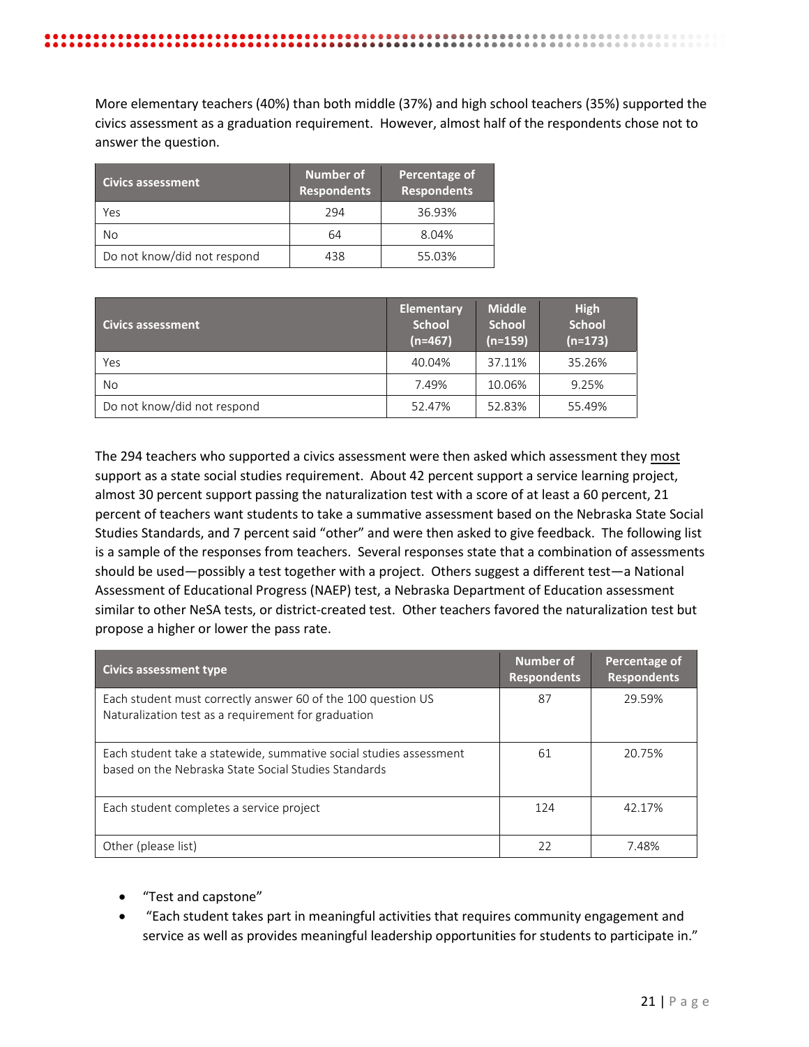More elementary teachers (40%) than both middle (37%) and high school teachers (35%) supported the civics assessment as a graduation requirement. However, almost half of the respondents chose not to answer the question.

| Civics assessment | Number of Respondents | Percentage of Respondents |
|---|---|---|
| Yes | 294 | 36.93% |
| No | 64 | 8.04% |
| Do not know/did not respond | 438 | 55.03% |

| Civics assessment | Elementary School (n=467) | Middle School (n=159) | High School (n=173) |
|---|---|---|---|
| Yes | 40.04% | 37.11% | 35.26% |
| No | 7.49% | 10.06% | 9.25% |
| Do not know/did not respond | 52.47% | 52.83% | 55.49% |

The 294 teachers who supported a civics assessment were then asked which assessment they most support as a state social studies requirement. About 42 percent support a service learning project, almost 30 percent support passing the naturalization test with a score of at least a 60 percent, 21 percent of teachers want students to take a summative assessment based on the Nebraska State Social Studies Standards, and 7 percent said "other" and were then asked to give feedback. The following list is a sample of the responses from teachers. Several responses state that a combination of assessments should be used—possibly a test together with a project. Others suggest a different test—a National Assessment of Educational Progress (NAEP) test, a Nebraska Department of Education assessment similar to other NeSA tests, or district-created test. Other teachers favored the naturalization test but propose a higher or lower the pass rate.

| Civics assessment type | Number of Respondents | Percentage of Respondents |
|---|---|---|
| Each student must correctly answer 60 of the 100 question US Naturalization test as a requirement for graduation | 87 | 29.59% |
| Each student take a statewide, summative social studies assessment based on the Nebraska State Social Studies Standards | 61 | 20.75% |
| Each student completes a service project | 124 | 42.17% |
| Other (please list) | 22 | 7.48% |

- "Test and capstone"
- "Each student takes part in meaningful activities that requires community engagement and service as well as provides meaningful leadership opportunities for students to participate in."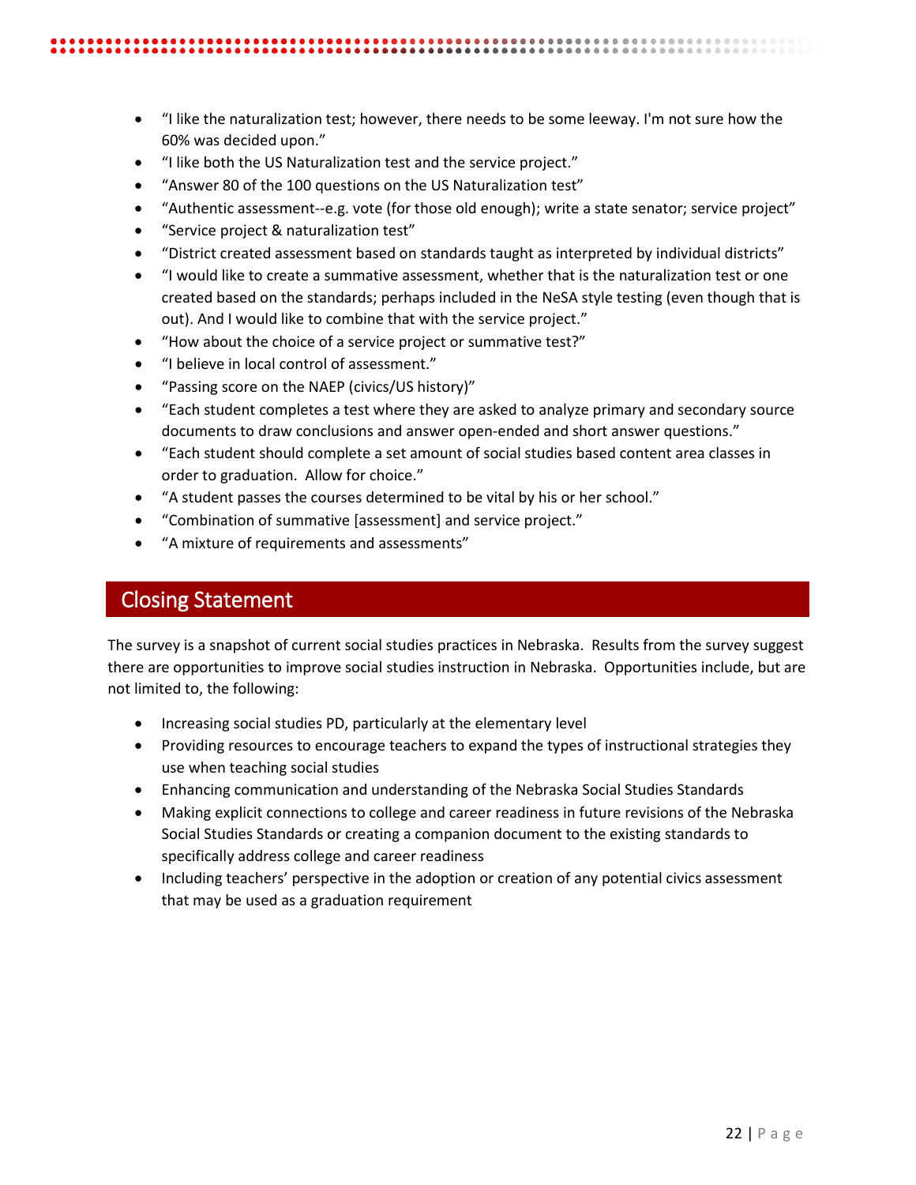- "I like the naturalization test; however, there needs to be some leeway. I'm not sure how the 60% was decided upon."
- "I like both the US Naturalization test and the service project."
- "Answer 80 of the 100 questions on the US Naturalization test"
- "Authentic assessment--e.g. vote (for those old enough); write a state senator; service project"
- "Service project & naturalization test"
- "District created assessment based on standards taught as interpreted by individual districts"
- "I would like to create a summative assessment, whether that is the naturalization test or one created based on the standards; perhaps included in the NeSA style testing (even though that is out). And I would like to combine that with the service project."
- "How about the choice of a service project or summative test?"
- "I believe in local control of assessment."
- "Passing score on the NAEP (civics/US history)"
- "Each student completes a test where they are asked to analyze primary and secondary source documents to draw conclusions and answer open-ended and short answer questions."
- "Each student should complete a set amount of social studies based content area classes in order to graduation. Allow for choice."
- "A student passes the courses determined to be vital by his or her school."
- "Combination of summative [assessment] and service project."
- "A mixture of requirements and assessments"

## Closing Statement

The survey is a snapshot of current social studies practices in Nebraska. Results from the survey suggest there are opportunities to improve social studies instruction in Nebraska. Opportunities include, but are not limited to, the following:

- Increasing social studies PD, particularly at the elementary level
- Providing resources to encourage teachers to expand the types of instructional strategies they use when teaching social studies
- Enhancing communication and understanding of the Nebraska Social Studies Standards
- Making explicit connections to college and career readiness in future revisions of the Nebraska Social Studies Standards or creating a companion document to the existing standards to specifically address college and career readiness
- Including teachers' perspective in the adoption or creation of any potential civics assessment that may be used as a graduation requirement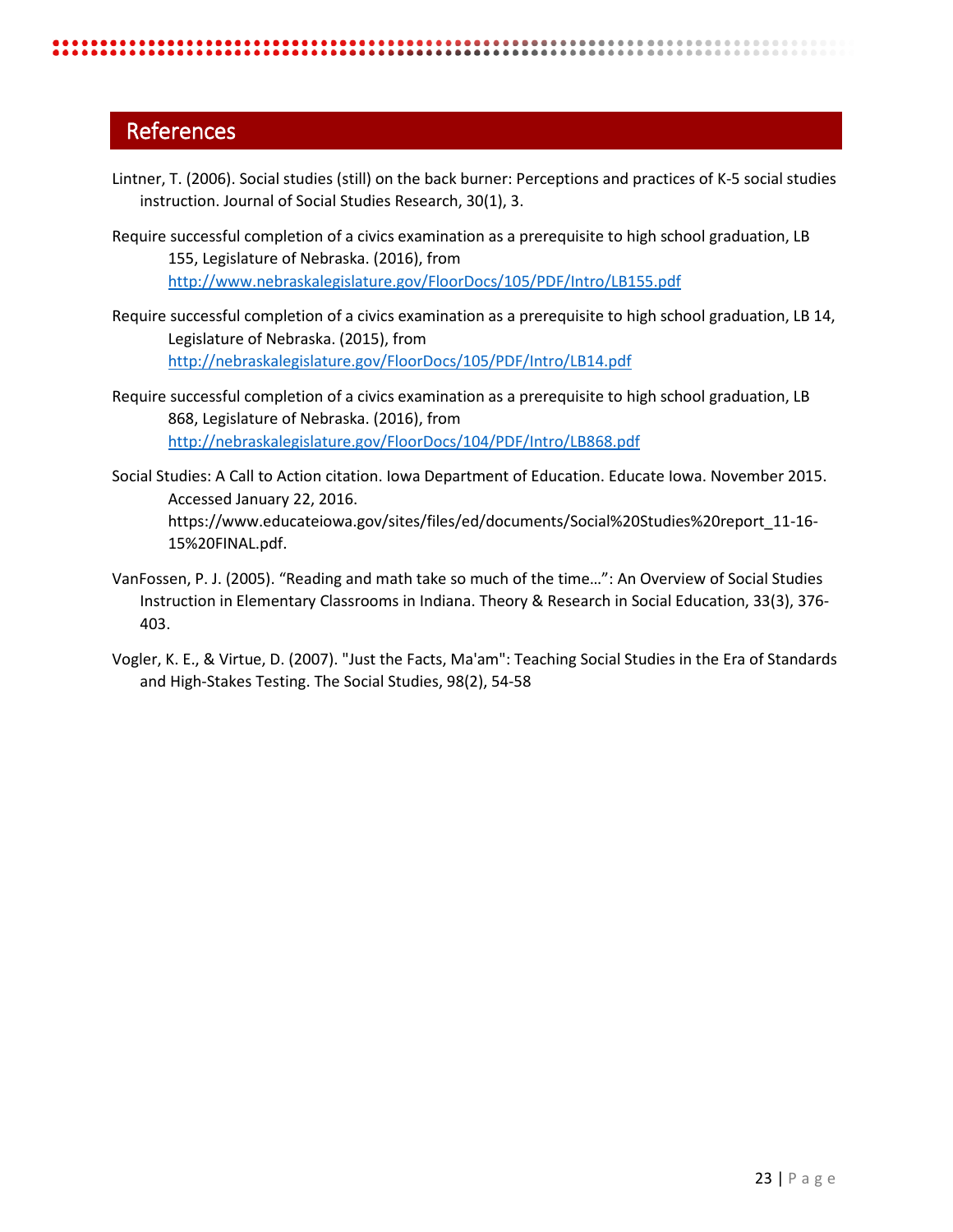## References

Lintner, T. (2006). Social studies (still) on the back burner: Perceptions and practices of K-5 social studies instruction. Journal of Social Studies Research, 30(1), 3.

Require successful completion of a civics examination as a prerequisite to high school graduation, LB 155, Legislature of Nebraska. (2016), from http://www.nebraskalegislature.gov/FloorDocs/105/PDF/Intro/LB155.pdf

Require successful completion of a civics examination as a prerequisite to high school graduation, LB 14, Legislature of Nebraska. (2015), from http://nebraskalegislature.gov/FloorDocs/105/PDF/Intro/LB14.pdf

Require successful completion of a civics examination as a prerequisite to high school graduation, LB 868, Legislature of Nebraska. (2016), from http://nebraskalegislature.gov/FloorDocs/104/PDF/Intro/LB868.pdf

Social Studies: A Call to Action citation. Iowa Department of Education. Educate Iowa. November 2015. Accessed January 22, 2016. https://www.educateiowa.gov/sites/files/ed/documents/Social%20Studies%20report_11-16-15%20FINAL.pdf.

VanFossen, P. J. (2005). “Reading and math take so much of the time…”: An Overview of Social Studies Instruction in Elementary Classrooms in Indiana. Theory & Research in Social Education, 33(3), 376-403.

Vogler, K. E., & Virtue, D. (2007). "Just the Facts, Ma'am": Teaching Social Studies in the Era of Standards and High-Stakes Testing. The Social Studies, 98(2), 54-58